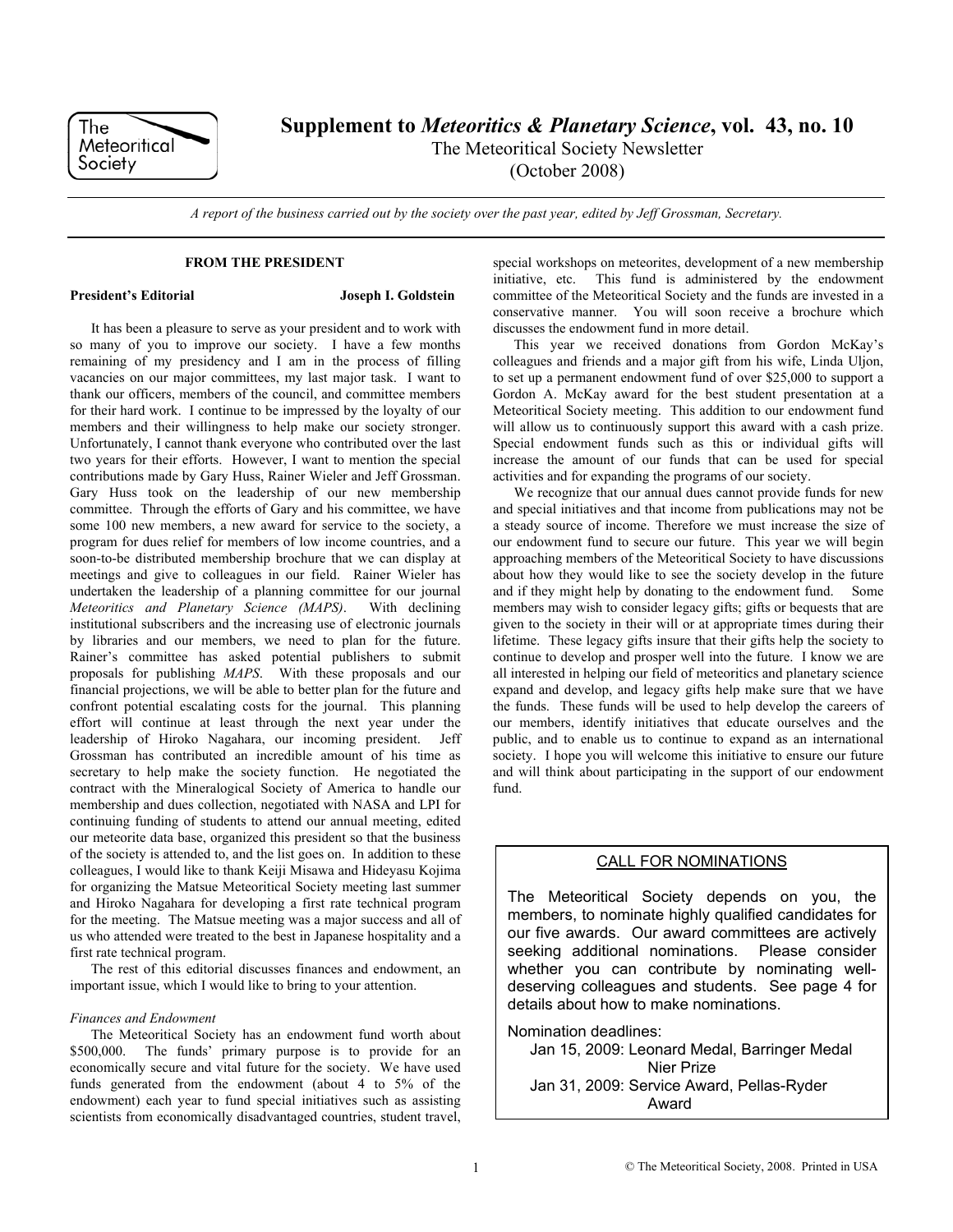# Supplement to *Meteoritics & Planetary Science*, vol. 43, no. 10

The Meteoritical Society Newsletter

(October 2008)

*A report of the business carried out by the society over the past year, edited by Jeff Grossman, Secretary.*

## FROM THE PRESIDENT

**President's Editorial** — **Joseph I. Goldstein**

It has been a pleasure to serve as your president and to work with so many of you to improve our society. I have a few months remaining of my presidency and I am in the process of filling vacancies on our major committees, my last major task. I want to thank our officers, members of the council, and committee members for their hard work. I continue to be impressed by the loyalty of our members and their willingness to help make our society stronger. Unfortunately, I cannot thank everyone who contributed over the last two years for their efforts. However, I want to mention the special contributions made by Gary Huss, Rainer Wieler and Jeff Grossman. Gary Huss took on the leadership of our new membership committee. Through the efforts of Gary and his committee, we have some 100 new members, a new award for service to the society, a program for dues relief for members of low income countries, and a soon-to-be distributed membership brochure that we can display at meetings and give to colleagues in our field. Rainer Wieler has undertaken the leadership of a planning committee for our journal *Meteoritics and Planetary Science (MAPS)*. With declining institutional subscribers and the increasing use of electronic journals by libraries and our members, we need to plan for the future. Rainer's committee has asked potential publishers to submit proposals for publishing *MAPS*. With these proposals and our financial projections, we will be able to better plan for the future and confront potential escalating costs for the journal. This planning effort will continue at least through the next year under the leadership of Hiroko Nagahara, our incoming president. Jeff Grossman has contributed an incredible amount of his time as secretary to help make the society function. He negotiated the contract with the Mineralogical Society of America to handle our membership and dues collection, negotiated with NASA and LPI for continuing funding of students to attend our annual meeting, edited our meteorite data base, organized this president so that the business of the society is attended to, and the list goes on. In addition to these colleagues, I would like to thank Keiji Misawa and Hideyasu Kojima for organizing the Matsue Meteoritical Society meeting last summer and Hiroko Nagahara for developing a first rate technical program for the meeting. The Matsue meeting was a major success and all of us who attended were treated to the best in Japanese hospitality and a first rate technical program.

The rest of this editorial discusses finances and endowment, an important issue, which I would like to bring to your attention.

*Finances and Endowment*

The Meteoritical Society has an endowment fund worth about \$500,000. The funds' primary purpose is to provide for an economically secure and vital future for the society. We have used funds generated from the endowment (about 4 to 5% of the endowment) each year to fund special initiatives such as assisting scientists from economically disadvantaged countries, student travel, special workshops on meteorites, development of a new membership initiative, etc. This fund is administered by the endowment committee of the Meteoritical Society and the funds are invested in a conservative manner. You will soon receive a brochure which discusses the endowment fund in more detail.

This year we received donations from Gordon McKay's colleagues and friends and a major gift from his wife, Linda Uljon, to set up a permanent endowment fund of over \$25,000 to support a Gordon A. McKay award for the best student presentation at a Meteoritical Society meeting. This addition to our endowment fund will allow us to continuously support this award with a cash prize. Special endowment funds such as this or individual gifts will increase the amount of our funds that can be used for special activities and for expanding the programs of our society.

We recognize that our annual dues cannot provide funds for new and special initiatives and that income from publications may not be a steady source of income. Therefore we must increase the size of our endowment fund to secure our future. This year we will begin approaching members of the Meteoritical Society to have discussions about how they would like to see the society develop in the future and if they might help by donating to the endowment fund. Some members may wish to consider legacy gifts; gifts or bequests that are given to the society in their will or at appropriate times during their lifetime. These legacy gifts insure that their gifts help the society to continue to develop and prosper well into the future. I know we are all interested in helping our field of meteoritics and planetary science expand and develop, and legacy gifts help make sure that we have the funds. These funds will be used to help develop the careers of our members, identify initiatives that educate ourselves and the public, and to enable us to continue to expand as an international society. I hope you will welcome this initiative to ensure our future and will think about participating in the support of our endowment fund.

---

**CALL FOR NOMINATIONS**

The Meteoritical Society depends on you, the members, to nominate highly qualified candidates for our five awards. Our award committees are actively seeking additional nominations. Please consider whether you can contribute by nominating well-deserving colleagues and students. See page 4 for details about how to make nominations.

Nomination deadlines:

Jan 15, 2009: Leonard Medal, Barringer Medal Nier Prize

Jan 31, 2009: Service Award, Pellas-Ryder Award

---

© The Meteoritical Society, 2008. Printed in USA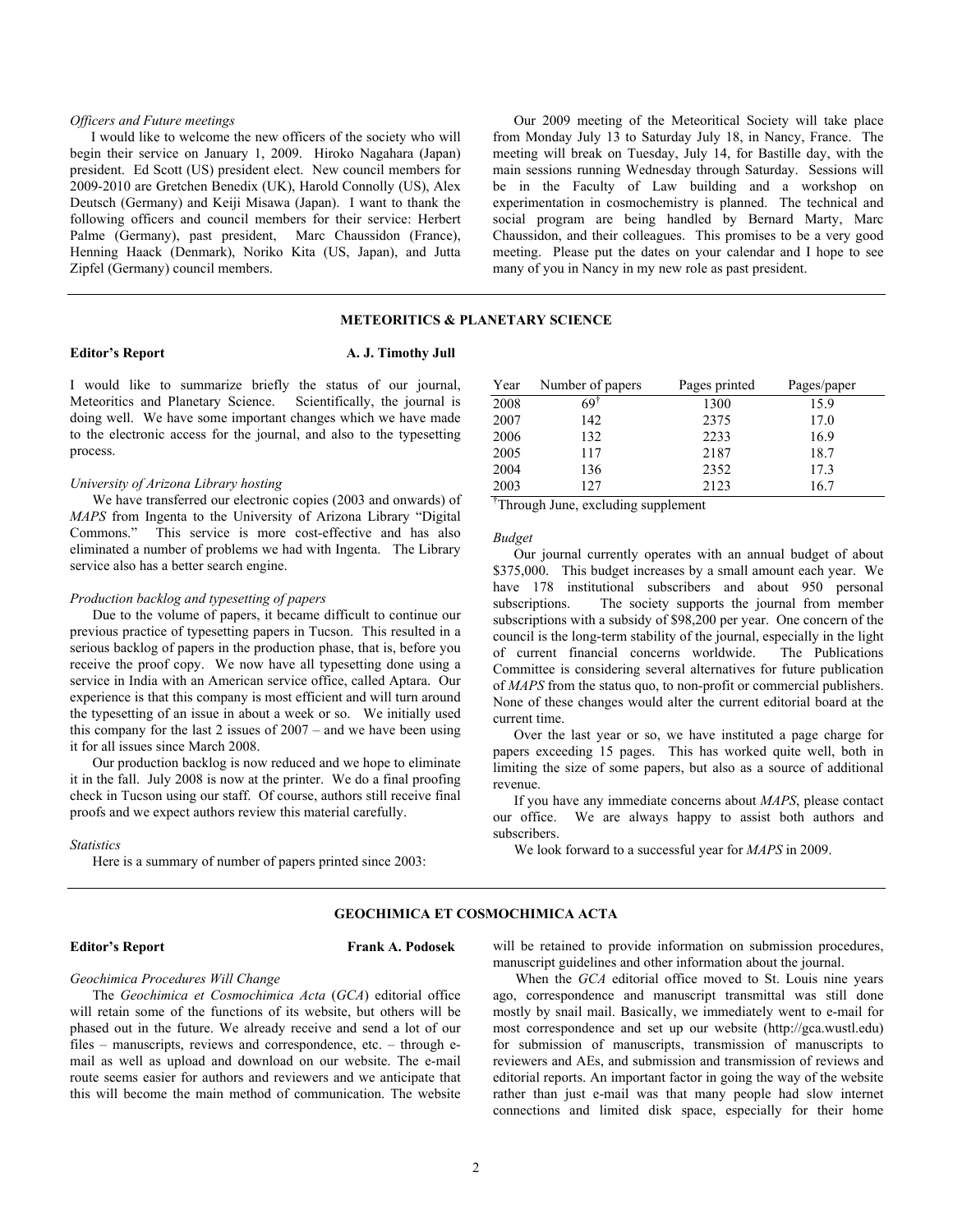*Officers and Future meetings*

I would like to welcome the new officers of the society who will begin their service on January 1, 2009. Hiroko Nagahara (Japan) president. Ed Scott (US) president elect. New council members for 2009-2010 are Gretchen Benedix (UK), Harold Connolly (US), Alex Deutsch (Germany) and Keiji Misawa (Japan). I want to thank the following officers and council members for their service: Herbert Palme (Germany), past president, Marc Chaussidon (France), Henning Haack (Denmark), Noriko Kita (US, Japan), and Jutta Zipfel (Germany) council members.

Our 2009 meeting of the Meteoritical Society will take place from Monday July 13 to Saturday July 18, in Nancy, France. The meeting will break on Tuesday, July 14, for Bastille day, with the main sessions running Wednesday through Saturday. Sessions will be in the Faculty of Law building and a workshop on experimentation in cosmochemistry is planned. The technical and social program are being handled by Bernard Marty, Marc Chaussidon, and their colleagues. This promises to be a very good meeting. Please put the dates on your calendar and I hope to see many of you in Nancy in my new role as past president.

## METEORITICS & PLANETARY SCIENCE

**Editor's Report** **A. J. Timothy Jull**

I would like to summarize briefly the status of our journal, Meteoritics and Planetary Science. Scientifically, the journal is doing well. We have some important changes which we have made to the electronic access for the journal, and also to the typesetting process.

*University of Arizona Library hosting*

We have transferred our electronic copies (2003 and onwards) of *MAPS* from Ingenta to the University of Arizona Library "Digital Commons." This service is more cost-effective and has also eliminated a number of problems we had with Ingenta. The Library service also has a better search engine.

*Production backlog and typesetting of papers*

Due to the volume of papers, it became difficult to continue our previous practice of typesetting papers in Tucson. This resulted in a serious backlog of papers in the production phase, that is, before you receive the proof copy. We now have all typesetting done using a service in India with an American service office, called Aptara. Our experience is that this company is most efficient and will turn around the typesetting of an issue in about a week or so. We initially used this company for the last 2 issues of 2007 – and we have been using it for all issues since March 2008.

Our production backlog is now reduced and we hope to eliminate it in the fall. July 2008 is now at the printer. We do a final proofing check in Tucson using our staff. Of course, authors still receive final proofs and we expect authors review this material carefully.

*Statistics*

Here is a summary of number of papers printed since 2003:

| Year | Number of papers | Pages printed | Pages/paper |
|---|---|---|---|
| 2008 | 69[†] | 1300 | 15.9 |
| 2007 | 142 | 2375 | 17.0 |
| 2006 | 132 | 2233 | 16.9 |
| 2005 | 117 | 2187 | 18.7 |
| 2004 | 136 | 2352 | 17.3 |
| 2003 | 127 | 2123 | 16.7 |

[†]Through June, excluding supplement

*Budget*

Our journal currently operates with an annual budget of about $375,000. This budget increases by a small amount each year. We have 178 institutional subscribers and about 950 personal subscriptions. The society supports the journal from member subscriptions with a subsidy of $98,200 per year. One concern of the council is the long-term stability of the journal, especially in the light of current financial concerns worldwide. The Publications Committee is considering several alternatives for future publication of *MAPS* from the status quo, to non-profit or commercial publishers. None of these changes would alter the current editorial board at the current time.

Over the last year or so, we have instituted a page charge for papers exceeding 15 pages. This has worked quite well, both in limiting the size of some papers, but also as a source of additional revenue.

If you have any immediate concerns about *MAPS*, please contact our office. We are always happy to assist both authors and subscribers.

We look forward to a successful year for *MAPS* in 2009.

## GEOCHIMICA ET COSMOCHIMICA ACTA

**Editor's Report** **Frank A. Podosek**

*Geochimica Procedures Will Change*

The *Geochimica et Cosmochimica Acta* (*GCA*) editorial office will retain some of the functions of its website, but others will be phased out in the future. We already receive and send a lot of our files – manuscripts, reviews and correspondence, etc. – through e-mail as well as upload and download on our website. The e-mail route seems easier for authors and reviewers and we anticipate that this will become the main method of communication. The website will be retained to provide information on submission procedures, manuscript guidelines and other information about the journal.

When the *GCA* editorial office moved to St. Louis nine years ago, correspondence and manuscript transmittal was still done mostly by snail mail. Basically, we immediately went to e-mail for most correspondence and set up our website (http://gca.wustl.edu) for submission of manuscripts, transmission of manuscripts to reviewers and AEs, and submission and transmission of reviews and editorial reports. An important factor in going the way of the website rather than just e-mail was that many people had slow internet connections and limited disk space, especially for their home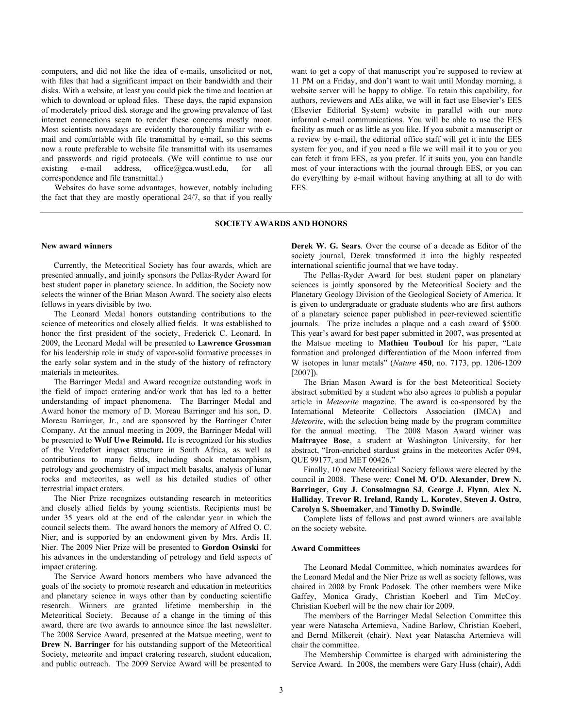computers, and did not like the idea of e-mails, unsolicited or not, with files that had a significant impact on their bandwidth and their disks. With a website, at least you could pick the time and location at which to download or upload files. These days, the rapid expansion of moderately priced disk storage and the growing prevalence of fast internet connections seem to render these concerns mostly moot. Most scientists nowadays are evidently thoroughly familiar with e-mail and comfortable with file transmittal by e-mail, so this seems now a route preferable to website file transmittal with its usernames and passwords and rigid protocols. (We will continue to use our existing e-mail address, office@gca.wustl.edu, for all correspondence and file transmittal.)

Websites do have some advantages, however, notably including the fact that they are mostly operational 24/7, so that if you really want to get a copy of that manuscript you're supposed to review at 11 PM on a Friday, and don't want to wait until Monday morning, a website server will be happy to oblige. To retain this capability, for authors, reviewers and AEs alike, we will in fact use Elsevier's EES (Elsevier Editorial System) website in parallel with our more informal e-mail communications. You will be able to use the EES facility as much or as little as you like. If you submit a manuscript or a review by e-mail, the editorial office staff will get it into the EES system for you, and if you need a file we will mail it to you or you can fetch it from EES, as you prefer. If it suits you, you can handle most of your interactions with the journal through EES, or you can do everything by e-mail without having anything at all to do with EES.

## SOCIETY AWARDS AND HONORS

### New award winners

Currently, the Meteoritical Society has four awards, which are presented annually, and jointly sponsors the Pellas-Ryder Award for best student paper in planetary science. In addition, the Society now selects the winner of the Brian Mason Award. The society also elects fellows in years divisible by two.

The Leonard Medal honors outstanding contributions to the science of meteoritics and closely allied fields. It was established to honor the first president of the society, Frederick C. Leonard. In 2009, the Leonard Medal will be presented to **Lawrence Grossman** for his leadership role in study of vapor-solid formative processes in the early solar system and in the study of the history of refractory materials in meteorites.

The Barringer Medal and Award recognize outstanding work in the field of impact cratering and/or work that has led to a better understanding of impact phenomena. The Barringer Medal and Award honor the memory of D. Moreau Barringer and his son, D. Moreau Barringer, Jr., and are sponsored by the Barringer Crater Company. At the annual meeting in 2009, the Barringer Medal will be presented to **Wolf Uwe Reimold.** He is recognized for his studies of the Vredefort impact structure in South Africa, as well as contributions to many fields, including shock metamorphism, petrology and geochemistry of impact melt basalts, analysis of lunar rocks and meteorites, as well as his detailed studies of other terrestrial impact craters.

The Nier Prize recognizes outstanding research in meteoritics and closely allied fields by young scientists. Recipients must be under 35 years old at the end of the calendar year in which the council selects them. The award honors the memory of Alfred O. C. Nier, and is supported by an endowment given by Mrs. Ardis H. Nier. The 2009 Nier Prize will be presented to **Gordon Osinski** for his advances in the understanding of petrology and field aspects of impact cratering.

The Service Award honors members who have advanced the goals of the society to promote research and education in meteoritics and planetary science in ways other than by conducting scientific research. Winners are granted lifetime membership in the Meteoritical Society. Because of a change in the timing of this award, there are two awards to announce since the last newsletter. The 2008 Service Award, presented at the Matsue meeting, went to **Drew N. Barringer** for his outstanding support of the Meteoritical Society, meteorite and impact cratering research, student education, and public outreach. The 2009 Service Award will be presented to **Derek W. G. Sears**. Over the course of a decade as Editor of the society journal, Derek transformed it into the highly respected international scientific journal that we have today.

The Pellas-Ryder Award for best student paper on planetary sciences is jointly sponsored by the Meteoritical Society and the Planetary Geology Division of the Geological Society of America. It is given to undergraduate or graduate students who are first authors of a planetary science paper published in peer-reviewed scientific journals. The prize includes a plaque and a cash award of \$500. This year's award for best paper submitted in 2007, was presented at the Matsue meeting to **Mathieu Touboul** for his paper, "Late formation and prolonged differentiation of the Moon inferred from W isotopes in lunar metals" (*Nature* **450**, no. 7173, pp. 1206-1209 [2007]).

The Brian Mason Award is for the best Meteoritical Society abstract submitted by a student who also agrees to publish a popular article in *Meteorite* magazine. The award is co-sponsored by the International Meteorite Collectors Association (IMCA) and *Meteorite*, with the selection being made by the program committee for the annual meeting. The 2008 Mason Award winner was **Maitrayee Bose**, a student at Washington University, for her abstract, "Iron-enriched stardust grains in the meteorites Acfer 094, QUE 99177, and MET 00426."

Finally, 10 new Meteoritical Society fellows were elected by the council in 2008. These were: **Conel M. O'D. Alexander**, **Drew N. Barringer**, **Guy J. Consolmagno SJ**, **George J. Flynn**, **Alex N. Halliday**, **Trevor R. Ireland**, **Randy L. Korotev**, **Steven J. Ostro**, **Carolyn S. Shoemaker**, and **Timothy D. Swindle**.

Complete lists of fellows and past award winners are available on the society website.

### Award Committees

The Leonard Medal Committee, which nominates awardees for the Leonard Medal and the Nier Prize as well as society fellows, was chaired in 2008 by Frank Podosek. The other members were Mike Gaffey, Monica Grady, Christian Koeberl and Tim McCoy. Christian Koeberl will be the new chair for 2009.

The members of the Barringer Medal Selection Committee this year were Natascha Artemieva, Nadine Barlow, Christian Koeberl, and Bernd Milkereit (chair). Next year Natascha Artemieva will chair the committee.

The Membership Committee is charged with administering the Service Award. In 2008, the members were Gary Huss (chair), Addi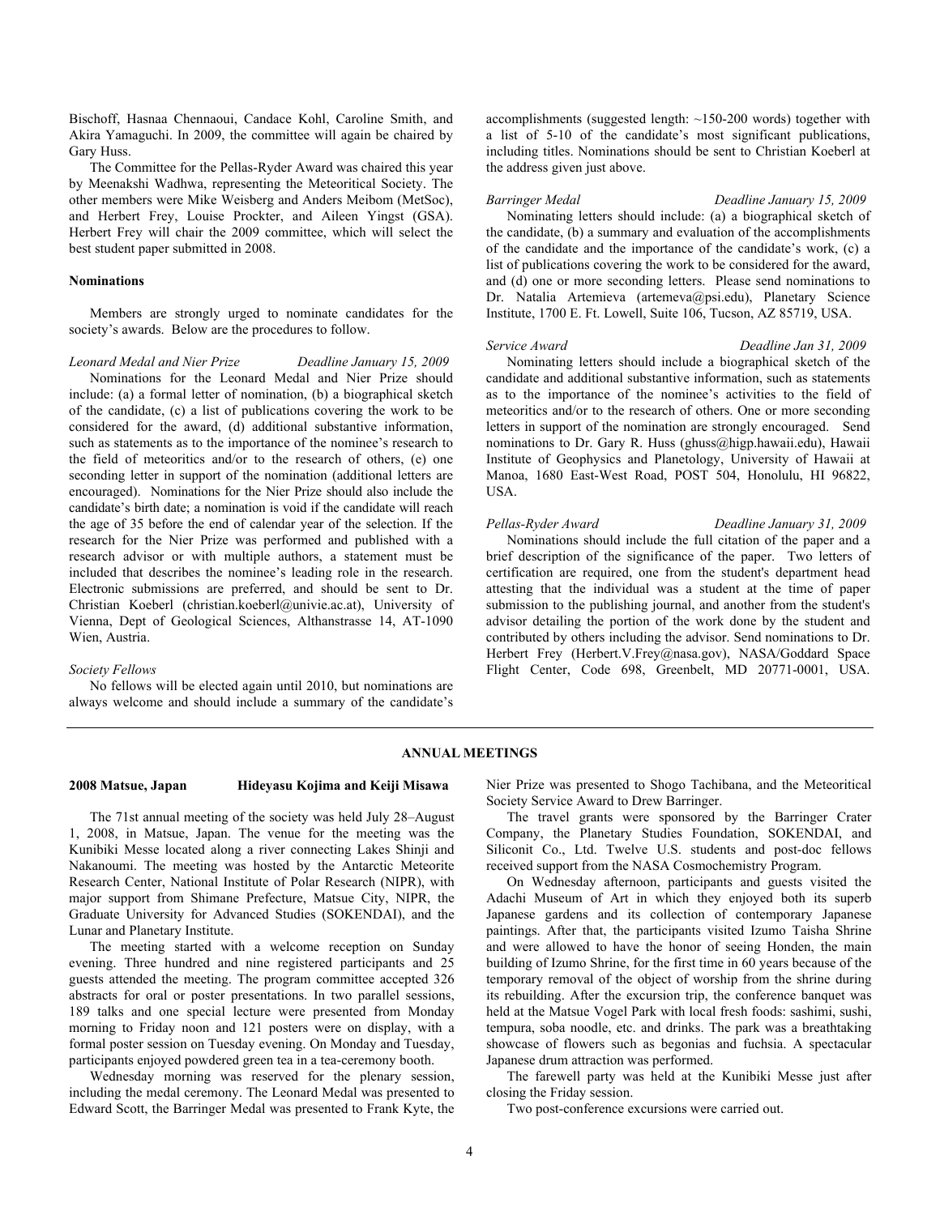Bischoff, Hasnaa Chennaoui, Candace Kohl, Caroline Smith, and Akira Yamaguchi. In 2009, the committee will again be chaired by Gary Huss.

The Committee for the Pellas-Ryder Award was chaired this year by Meenakshi Wadhwa, representing the Meteoritical Society. The other members were Mike Weisberg and Anders Meibom (MetSoc), and Herbert Frey, Louise Prockter, and Aileen Yingst (GSA). Herbert Frey will chair the 2009 committee, which will select the best student paper submitted in 2008.

**Nominations**

Members are strongly urged to nominate candidates for the society's awards. Below are the procedures to follow.

*Leonard Medal and Nier Prize* — *Deadline January 15, 2009*

Nominations for the Leonard Medal and Nier Prize should include: (a) a formal letter of nomination, (b) a biographical sketch of the candidate, (c) a list of publications covering the work to be considered for the award, (d) additional substantive information, such as statements as to the importance of the nominee's research to the field of meteoritics and/or to the research of others, (e) one seconding letter in support of the nomination (additional letters are encouraged). Nominations for the Nier Prize should also include the candidate's birth date; a nomination is void if the candidate will reach the age of 35 before the end of calendar year of the selection. If the research for the Nier Prize was performed and published with a research advisor or with multiple authors, a statement must be included that describes the nominee's leading role in the research. Electronic submissions are preferred, and should be sent to Dr. Christian Koeberl (christian.koeberl@univie.ac.at), University of Vienna, Dept of Geological Sciences, Althanstrasse 14, AT-1090 Wien, Austria.

*Society Fellows*

No fellows will be elected again until 2010, but nominations are always welcome and should include a summary of the candidate's accomplishments (suggested length: ~150-200 words) together with a list of 5-10 of the candidate's most significant publications, including titles. Nominations should be sent to Christian Koeberl at the address given just above.

*Barringer Medal* — *Deadline January 15, 2009*

Nominating letters should include: (a) a biographical sketch of the candidate, (b) a summary and evaluation of the accomplishments of the candidate and the importance of the candidate's work, (c) a list of publications covering the work to be considered for the award, and (d) one or more seconding letters. Please send nominations to Dr. Natalia Artemieva (artemeva@psi.edu), Planetary Science Institute, 1700 E. Ft. Lowell, Suite 106, Tucson, AZ 85719, USA.

*Service Award* — *Deadline Jan 31, 2009*

Nominating letters should include a biographical sketch of the candidate and additional substantive information, such as statements as to the importance of the nominee's activities to the field of meteoritics and/or to the research of others. One or more seconding letters in support of the nomination are strongly encouraged. Send nominations to Dr. Gary R. Huss (ghuss@higp.hawaii.edu), Hawaii Institute of Geophysics and Planetology, University of Hawaii at Manoa, 1680 East-West Road, POST 504, Honolulu, HI 96822, USA.

*Pellas-Ryder Award* — *Deadline January 31, 2009*

Nominations should include the full citation of the paper and a brief description of the significance of the paper. Two letters of certification are required, one from the student's department head attesting that the individual was a student at the time of paper submission to the publishing journal, and another from the student's advisor detailing the portion of the work done by the student and contributed by others including the advisor. Send nominations to Dr. Herbert Frey (Herbert.V.Frey@nasa.gov), NASA/Goddard Space Flight Center, Code 698, Greenbelt, MD 20771-0001, USA.

## ANNUAL MEETINGS

### 2008 Matsue, Japan — Hideyasu Kojima and Keiji Misawa

The 71st annual meeting of the society was held July 28–August 1, 2008, in Matsue, Japan. The venue for the meeting was the Kunibiki Messe located along a river connecting Lakes Shinji and Nakanoumi. The meeting was hosted by the Antarctic Meteorite Research Center, National Institute of Polar Research (NIPR), with major support from Shimane Prefecture, Matsue City, NIPR, the Graduate University for Advanced Studies (SOKENDAI), and the Lunar and Planetary Institute.

The meeting started with a welcome reception on Sunday evening. Three hundred and nine registered participants and 25 guests attended the meeting. The program committee accepted 326 abstracts for oral or poster presentations. In two parallel sessions, 189 talks and one special lecture were presented from Monday morning to Friday noon and 121 posters were on display, with a formal poster session on Tuesday evening. On Monday and Tuesday, participants enjoyed powdered green tea in a tea-ceremony booth.

Wednesday morning was reserved for the plenary session, including the medal ceremony. The Leonard Medal was presented to Edward Scott, the Barringer Medal was presented to Frank Kyte, the Nier Prize was presented to Shogo Tachibana, and the Meteoritical Society Service Award to Drew Barringer.

The travel grants were sponsored by the Barringer Crater Company, the Planetary Studies Foundation, SOKENDAI, and Siliconit Co., Ltd. Twelve U.S. students and post-doc fellows received support from the NASA Cosmochemistry Program.

On Wednesday afternoon, participants and guests visited the Adachi Museum of Art in which they enjoyed both its superb Japanese gardens and its collection of contemporary Japanese paintings. After that, the participants visited Izumo Taisha Shrine and were allowed to have the honor of seeing Honden, the main building of Izumo Shrine, for the first time in 60 years because of the temporary removal of the object of worship from the shrine during its rebuilding. After the excursion trip, the conference banquet was held at the Matsue Vogel Park with local fresh foods: sashimi, sushi, tempura, soba noodle, etc. and drinks. The park was a breathtaking showcase of flowers such as begonias and fuchsia. A spectacular Japanese drum attraction was performed.

The farewell party was held at the Kunibiki Messe just after closing the Friday session.

Two post-conference excursions were carried out.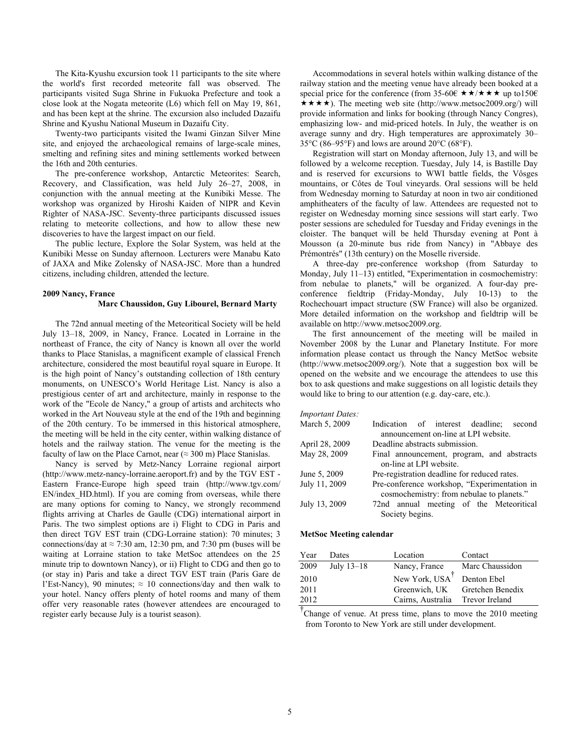The Kita-Kyushu excursion took 11 participants to the site where the world's first recorded meteorite fall was observed. The participants visited Suga Shrine in Fukuoka Prefecture and took a close look at the Nogata meteorite (L6) which fell on May 19, 861, and has been kept at the shrine. The excursion also included Dazaifu Shrine and Kyushu National Museum in Dazaifu City.

Twenty-two participants visited the Iwami Ginzan Silver Mine site, and enjoyed the archaeological remains of large-scale mines, smelting and refining sites and mining settlements worked between the 16th and 20th centuries.

The pre-conference workshop, Antarctic Meteorites: Search, Recovery, and Classification, was held July 26–27, 2008, in conjunction with the annual meeting at the Kunibiki Messe. The workshop was organized by Hiroshi Kaiden of NIPR and Kevin Righter of NASA-JSC. Seventy-three participants discussed issues relating to meteorite collections, and how to allow these new discoveries to have the largest impact on our field.

The public lecture, Explore the Solar System, was held at the Kunibiki Messe on Sunday afternoon. Lecturers were Manabu Kato of JAXA and Mike Zolensky of NASA-JSC. More than a hundred citizens, including children, attended the lecture.

### 2009 Nancy, France

**Marc Chaussidon, Guy Libourel, Bernard Marty**

The 72nd annual meeting of the Meteoritical Society will be held July 13–18, 2009, in Nancy, France. Located in Lorraine in the northeast of France, the city of Nancy is known all over the world thanks to Place Stanislas, a magnificent example of classical French architecture, considered the most beautiful royal square in Europe. It is the high point of Nancy's outstanding collection of 18th century monuments, on UNESCO's World Heritage List. Nancy is also a prestigious center of art and architecture, mainly in response to the work of the "Ecole de Nancy," a group of artists and architects who worked in the Art Nouveau style at the end of the 19th and beginning of the 20th century. To be immersed in this historical atmosphere, the meeting will be held in the city center, within walking distance of hotels and the railway station. The venue for the meeting is the faculty of law on the Place Carnot, near (≈ 300 m) Place Stanislas.

Nancy is served by Metz-Nancy Lorraine regional airport (http://www.metz-nancy-lorraine.aeroport.fr) and by the TGV EST - Eastern France-Europe high speed train (http://www.tgv.com/EN/index_HD.html). If you are coming from overseas, while there are many options for coming to Nancy, we strongly recommend flights arriving at Charles de Gaulle (CDG) international airport in Paris. The two simplest options are i) Flight to CDG in Paris and then direct TGV EST train (CDG-Lorraine station): 70 minutes; 3 connections/day at ≈ 7:30 am, 12:30 pm, and 7:30 pm (buses will be waiting at Lorraine station to take MetSoc attendees on the 25 minute trip to downtown Nancy), or ii) Flight to CDG and then go to (or stay in) Paris and take a direct TGV EST train (Paris Gare de l'Est-Nancy), 90 minutes; ≈ 10 connections/day and then walk to your hotel. Nancy offers plenty of hotel rooms and many of them offer very reasonable rates (however attendees are encouraged to register early because July is a tourist season).

Accommodations in several hotels within walking distance of the railway station and the meeting venue have already been booked at a special price for the conference (from 35-60€ ★★/★★★ up to150€ ★★★★). The meeting web site (http://www.metsoc2009.org/) will provide information and links for booking (through Nancy Congres), emphasizing low- and mid-priced hotels. In July, the weather is on average sunny and dry. High temperatures are approximately 30–35°C (86–95°F) and lows are around 20°C (68°F).

Registration will start on Monday afternoon, July 13, and will be followed by a welcome reception. Tuesday, July 14, is Bastille Day and is reserved for excursions to WWI battle fields, the Vôsges mountains, or Côtes de Toul vineyards. Oral sessions will be held from Wednesday morning to Saturday at noon in two air conditioned amphitheaters of the faculty of law. Attendees are requested not to register on Wednesday morning since sessions will start early. Two poster sessions are scheduled for Tuesday and Friday evenings in the cloister. The banquet will be held Thursday evening at Pont à Mousson (a 20-minute bus ride from Nancy) in "Abbaye des Prémontrés" (13th century) on the Moselle riverside.

A three-day pre-conference workshop (from Saturday to Monday, July 11–13) entitled, "Experimentation in cosmochemistry: from nebulae to planets," will be organized. A four-day pre-conference fieldtrip (Friday-Monday, July 10-13) to the Rochechouart impact structure (SW France) will also be organized. More detailed information on the workshop and fieldtrip will be available on http://www.metsoc2009.org.

The first announcement of the meeting will be mailed in November 2008 by the Lunar and Planetary Institute. For more information please contact us through the Nancy MetSoc website (http://www.metsoc2009.org/). Note that a suggestion box will be opened on the website and we encourage the attendees to use this box to ask questions and make suggestions on all logistic details they would like to bring to our attention (e.g. day-care, etc.).

*Important Dates:*

| | |
|---|---|
| March 5, 2009 | Indication of interest deadline; second announcement on-line at LPI website. |
| April 28, 2009 | Deadline abstracts submission. |
| May 28, 2009 | Final announcement, program, and abstracts on-line at LPI website. |
| June 5, 2009 | Pre-registration deadline for reduced rates. |
| July 11, 2009 | Pre-conference workshop, "Experimentation in cosmochemistry: from nebulae to planets." |
| July 13, 2009 | 72nd annual meeting of the Meteoritical Society begins. |

#### MetSoc Meeting calendar

| Year | Dates | Location | Contact |
|---|---|---|---|
| 2009 | July 13–18 | Nancy, France | Marc Chaussidon |
| 2010 | | New York, USA† | Denton Ebel |
| 2011 | | Greenwich, UK | Gretchen Benedix |
| 2012 | | Cairns, Australia | Trevor Ireland |

†Change of venue. At press time, plans to move the 2010 meeting from Toronto to New York are still under development.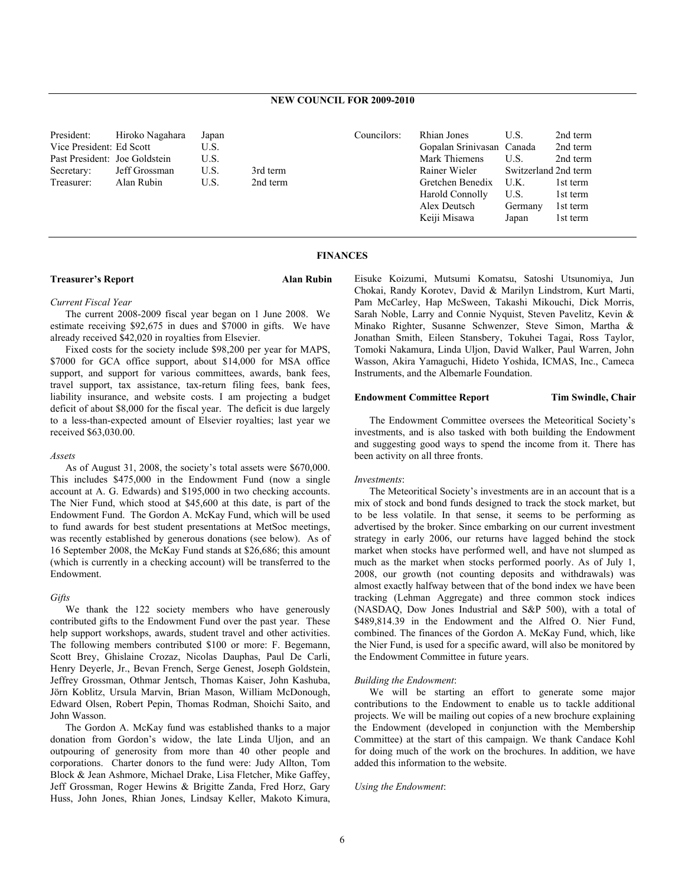## NEW COUNCIL FOR 2009-2010

| | | | |
|---|---|---|---|
| President: | Hiroko Nagahara | Japan | |
| Vice President: | Ed Scott | U.S. | |
| Past President: | Joe Goldstein | U.S. | |
| Secretary: | Jeff Grossman | U.S. | 3rd term |
| Treasurer: | Alan Rubin | U.S. | 2nd term |

| | | | |
|---|---|---|---|
| Councilors: | Rhian Jones | U.S. | 2nd term |
| | Gopalan Srinivasan | Canada | 2nd term |
| | Mark Thiemens | U.S. | 2nd term |
| | Rainer Wieler | Switzerland | 2nd term |
| | Gretchen Benedix | U.K. | 1st term |
| | Harold Connolly | U.S. | 1st term |
| | Alex Deutsch | Germany | 1st term |
| | Keiji Misawa | Japan | 1st term |

## FINANCES

### Treasurer's Report — Alan Rubin

*Current Fiscal Year*

The current 2008-2009 fiscal year began on 1 June 2008. We estimate receiving $92,675 in dues and $7000 in gifts. We have already received $42,020 in royalties from Elsevier.

Fixed costs for the society include $98,200 per year for MAPS, $7000 for GCA office support, about $14,000 for MSA office support, and support for various committees, awards, bank fees, travel support, tax assistance, tax-return filing fees, bank fees, liability insurance, and website costs. I am projecting a budget deficit of about $8,000 for the fiscal year. The deficit is due largely to a less-than-expected amount of Elsevier royalties; last year we received $63,030.00.

*Assets*

As of August 31, 2008, the society's total assets were $670,000. This includes $475,000 in the Endowment Fund (now a single account at A. G. Edwards) and $195,000 in two checking accounts. The Nier Fund, which stood at $45,600 at this date, is part of the Endowment Fund. The Gordon A. McKay Fund, which will be used to fund awards for best student presentations at MetSoc meetings, was recently established by generous donations (see below). As of 16 September 2008, the McKay Fund stands at $26,686; this amount (which is currently in a checking account) will be transferred to the Endowment.

*Gifts*

We thank the 122 society members who have generously contributed gifts to the Endowment Fund over the past year. These help support workshops, awards, student travel and other activities. The following members contributed $100 or more: F. Begemann, Scott Brey, Ghislaine Crozaz, Nicolas Dauphas, Paul De Carli, Henry Deyerle, Jr., Bevan French, Serge Genest, Joseph Goldstein, Jeffrey Grossman, Othmar Jentsch, Thomas Kaiser, John Kashuba, Jörn Koblitz, Ursula Marvin, Brian Mason, William McDonough, Edward Olsen, Robert Pepin, Thomas Rodman, Shoichi Saito, and John Wasson.

The Gordon A. McKay fund was established thanks to a major donation from Gordon's widow, the late Linda Uljon, and an outpouring of generosity from more than 40 other people and corporations. Charter donors to the fund were: Judy Allton, Tom Block & Jean Ashmore, Michael Drake, Lisa Fletcher, Mike Gaffey, Jeff Grossman, Roger Hewins & Brigitte Zanda, Fred Horz, Gary Huss, John Jones, Rhian Jones, Lindsay Keller, Makoto Kimura, Eisuke Koizumi, Mutsumi Komatsu, Satoshi Utsunomiya, Jun Chokai, Randy Korotev, David & Marilyn Lindstrom, Kurt Marti, Pam McCarley, Hap McSween, Takashi Mikouchi, Dick Morris, Sarah Noble, Larry and Connie Nyquist, Steven Pavelitz, Kevin & Minako Righter, Susanne Schwenzer, Steve Simon, Martha & Jonathan Smith, Eileen Stansbery, Tokuhei Tagai, Ross Taylor, Tomoki Nakamura, Linda Uljon, David Walker, Paul Warren, John Wasson, Akira Yamaguchi, Hideto Yoshida, ICMAS, Inc., Cameca Instruments, and the Albemarle Foundation.

### Endowment Committee Report — Tim Swindle, Chair

The Endowment Committee oversees the Meteoritical Society's investments, and is also tasked with both building the Endowment and suggesting good ways to spend the income from it. There has been activity on all three fronts.

*Investments*:

The Meteoritical Society's investments are in an account that is a mix of stock and bond funds designed to track the stock market, but to be less volatile. In that sense, it seems to be performing as advertised by the broker. Since embarking on our current investment strategy in early 2006, our returns have lagged behind the stock market when stocks have performed well, and have not slumped as much as the market when stocks performed poorly. As of July 1, 2008, our growth (not counting deposits and withdrawals) was almost exactly halfway between that of the bond index we have been tracking (Lehman Aggregate) and three common stock indices (NASDAQ, Dow Jones Industrial and S&P 500), with a total of $489,814.39 in the Endowment and the Alfred O. Nier Fund, combined. The finances of the Gordon A. McKay Fund, which, like the Nier Fund, is used for a specific award, will also be monitored by the Endowment Committee in future years.

*Building the Endowment*:

We will be starting an effort to generate some major contributions to the Endowment to enable us to tackle additional projects. We will be mailing out copies of a new brochure explaining the Endowment (developed in conjunction with the Membership Committee) at the start of this campaign. We thank Candace Kohl for doing much of the work on the brochures. In addition, we have added this information to the website.

*Using the Endowment*: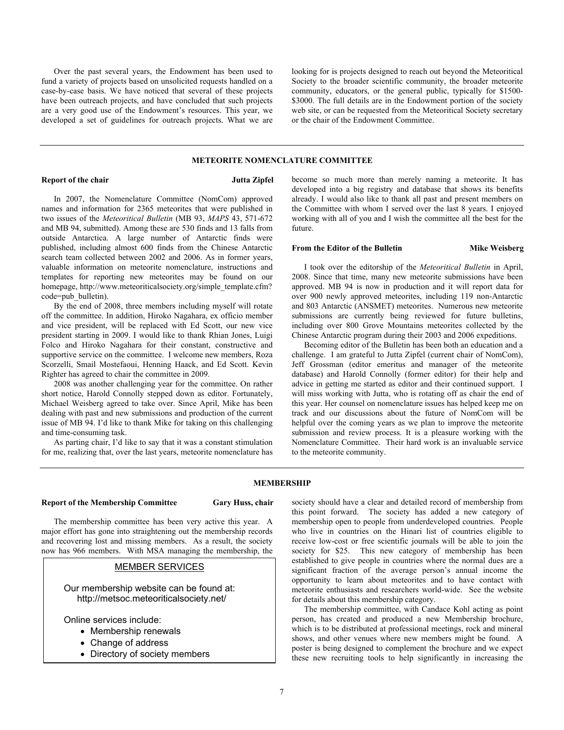Over the past several years, the Endowment has been used to fund a variety of projects based on unsolicited requests handled on a case-by-case basis. We have noticed that several of these projects have been outreach projects, and have concluded that such projects are a very good use of the Endowment's resources. This year, we developed a set of guidelines for outreach projects. What we are looking for is projects designed to reach out beyond the Meteoritical Society to the broader scientific community, the broader meteorite community, educators, or the general public, typically for \$1500-\$3000. The full details are in the Endowment portion of the society web site, or can be requested from the Meteoritical Society secretary or the chair of the Endowment Committee.

## METEORITE NOMENCLATURE COMMITTEE

### Report of the chair — Jutta Zipfel

In 2007, the Nomenclature Committee (NomCom) approved names and information for 2365 meteorites that were published in two issues of the *Meteoritical Bulletin* (MB 93, *MAPS* 43, 571-672 and MB 94, submitted). Among these are 530 finds and 13 falls from outside Antarctica. A large number of Antarctic finds were published, including almost 600 finds from the Chinese Antarctic search team collected between 2002 and 2006. As in former years, valuable information on meteorite nomenclature, instructions and templates for reporting new meteorites may be found on our homepage, http://www.meteoriticalsociety.org/simple_template.cfm?code=pub_bulletin).

By the end of 2008, three members including myself will rotate off the committee. In addition, Hiroko Nagahara, ex officio member and vice president, will be replaced with Ed Scott, our new vice president starting in 2009. I would like to thank Rhian Jones, Luigi Folco and Hiroko Nagahara for their constant, constructive and supportive service on the committee. I welcome new members, Roza Scorzelli, Smail Mostefaoui, Henning Haack, and Ed Scott. Kevin Righter has agreed to chair the committee in 2009.

2008 was another challenging year for the committee. On rather short notice, Harold Connolly stepped down as editor. Fortunately, Michael Weisberg agreed to take over. Since April, Mike has been dealing with past and new submissions and production of the current issue of MB 94. I'd like to thank Mike for taking on this challenging and time-consuming task.

As parting chair, I'd like to say that it was a constant stimulation for me, realizing that, over the last years, meteorite nomenclature has become so much more than merely naming a meteorite. It has developed into a big registry and database that shows its benefits already. I would also like to thank all past and present members on the Committee with whom I served over the last 8 years. I enjoyed working with all of you and I wish the committee all the best for the future.

### From the Editor of the Bulletin — Mike Weisberg

I took over the editorship of the *Meteoritical Bulletin* in April, 2008. Since that time, many new meteorite submissions have been approved. MB 94 is now in production and it will report data for over 900 newly approved meteorites, including 119 non-Antarctic and 803 Antarctic (ANSMET) meteorites. Numerous new meteorite submissions are currently being reviewed for future bulletins, including over 800 Grove Mountains meteorites collected by the Chinese Antarctic program during their 2003 and 2006 expeditions.

Becoming editor of the Bulletin has been both an education and a challenge. I am grateful to Jutta Zipfel (current chair of NomCom), Jeff Grossman (editor emeritus and manager of the meteorite database) and Harold Connolly (former editor) for their help and advice in getting me started as editor and their continued support. I will miss working with Jutta, who is rotating off as chair the end of this year. Her counsel on nomenclature issues has helped keep me on track and our discussions about the future of NomCom will be helpful over the coming years as we plan to improve the meteorite submission and review process. It is a pleasure working with the Nomenclature Committee. Their hard work is an invaluable service to the meteorite community.

## MEMBERSHIP

### Report of the Membership Committee — Gary Huss, chair

The membership committee has been very active this year. A major effort has gone into straightening out the membership records and recovering lost and missing members. As a result, the society now has 966 members. With MSA managing the membership, the society should have a clear and detailed record of membership from this point forward. The society has added a new category of membership open to people from underdeveloped countries. People who live in countries on the Hinari list of countries eligible to receive low-cost or free scientific journals will be able to join the society for \$25. This new category of membership has been established to give people in countries where the normal dues are a significant fraction of the average person's annual income the opportunity to learn about meteorites and to have contact with meteorite enthusiasts and researchers world-wide. See the website for details about this membership category.

The membership committee, with Candace Kohl acting as point person, has created and produced a new Membership brochure, which is to be distributed at professional meetings, rock and mineral shows, and other venues where new members might be found. A poster is being designed to complement the brochure and we expect these new recruiting tools to help significantly in increasing the

> **MEMBER SERVICES**
>
> Our membership website can be found at: http://metsoc.meteoriticalsociety.net/
>
> Online services include:
>
> - Membership renewals
> - Change of address
> - Directory of society members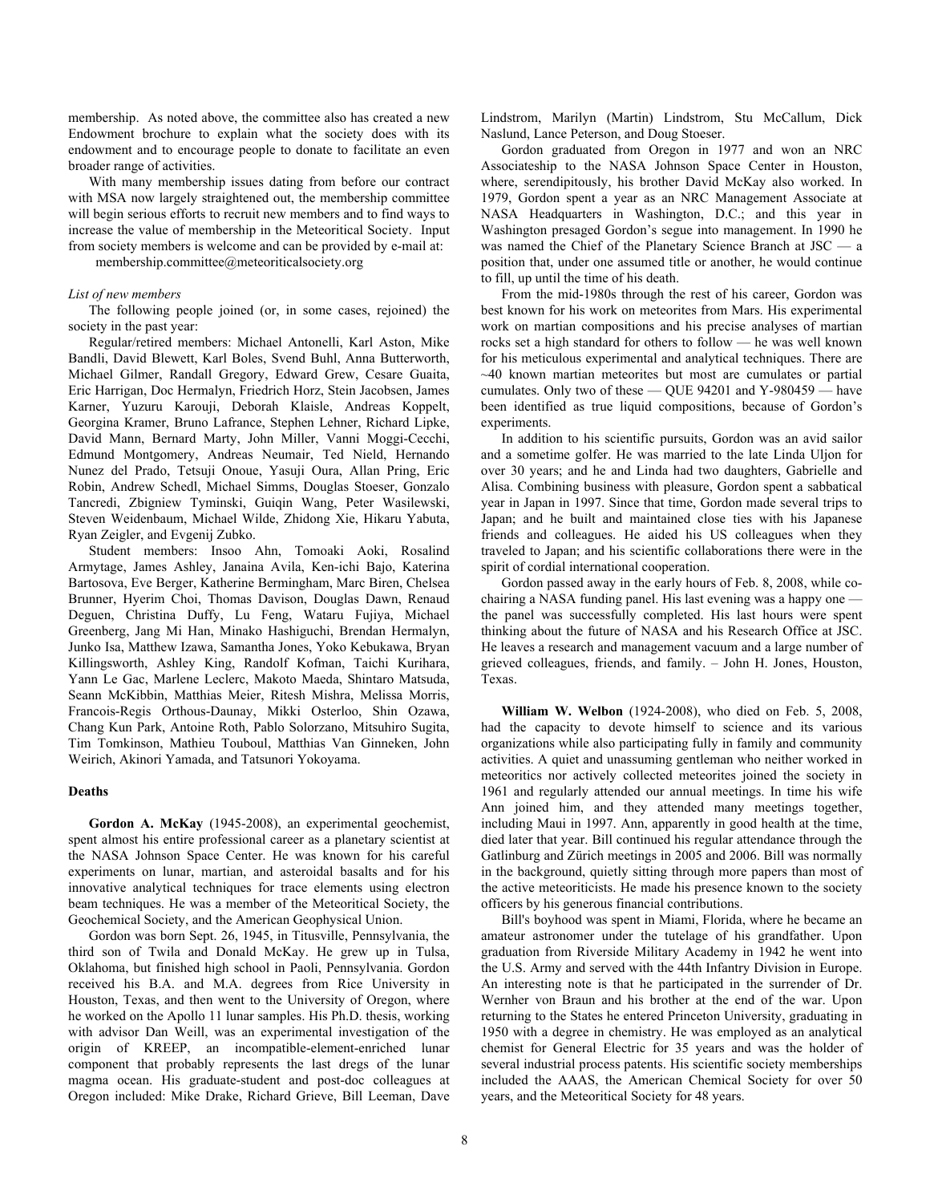membership. As noted above, the committee also has created a new Endowment brochure to explain what the society does with its endowment and to encourage people to donate to facilitate an even broader range of activities.

With many membership issues dating from before our contract with MSA now largely straightened out, the membership committee will begin serious efforts to recruit new members and to find ways to increase the value of membership in the Meteoritical Society. Input from society members is welcome and can be provided by e-mail at:

membership.committee@meteoriticalsociety.org

*List of new members*

The following people joined (or, in some cases, rejoined) the society in the past year:

Regular/retired members: Michael Antonelli, Karl Aston, Mike Bandli, David Blewett, Karl Boles, Svend Buhl, Anna Butterworth, Michael Gilmer, Randall Gregory, Edward Grew, Cesare Guaita, Eric Harrigan, Doc Hermalyn, Friedrich Horz, Stein Jacobsen, James Karner, Yuzuru Karouji, Deborah Klaisle, Andreas Koppelt, Georgina Kramer, Bruno Lafrance, Stephen Lehner, Richard Lipke, David Mann, Bernard Marty, John Miller, Vanni Moggi-Cecchi, Edmund Montgomery, Andreas Neumair, Ted Nield, Hernando Nunez del Prado, Tetsuji Onoue, Yasuji Oura, Allan Pring, Eric Robin, Andrew Schedl, Michael Simms, Douglas Stoeser, Gonzalo Tancredi, Zbigniew Tyminski, Guiqin Wang, Peter Wasilewski, Steven Weidenbaum, Michael Wilde, Zhidong Xie, Hikaru Yabuta, Ryan Zeigler, and Evgenij Zubko.

Student members: Insoo Ahn, Tomoaki Aoki, Rosalind Armytage, James Ashley, Janaina Avila, Ken-ichi Bajo, Katerina Bartosova, Eve Berger, Katherine Bermingham, Marc Biren, Chelsea Brunner, Hyerim Choi, Thomas Davison, Douglas Dawn, Renaud Deguen, Christina Duffy, Lu Feng, Wataru Fujiya, Michael Greenberg, Jang Mi Han, Minako Hashiguchi, Brendan Hermalyn, Junko Isa, Matthew Izawa, Samantha Jones, Yoko Kebukawa, Bryan Killingsworth, Ashley King, Randolf Kofman, Taichi Kurihara, Yann Le Gac, Marlene Leclerc, Makoto Maeda, Shintaro Matsuda, Seann McKibbin, Matthias Meier, Ritesh Mishra, Melissa Morris, Francois-Regis Orthous-Daunay, Mikki Osterloo, Shin Ozawa, Chang Kun Park, Antoine Roth, Pablo Solorzano, Mitsuhiro Sugita, Tim Tomkinson, Mathieu Touboul, Matthias Van Ginneken, John Weirich, Akinori Yamada, and Tatsunori Yokoyama.

## Deaths

**Gordon A. McKay** (1945-2008), an experimental geochemist, spent almost his entire professional career as a planetary scientist at the NASA Johnson Space Center. He was known for his careful experiments on lunar, martian, and asteroidal basalts and for his innovative analytical techniques for trace elements using electron beam techniques. He was a member of the Meteoritical Society, the Geochemical Society, and the American Geophysical Union.

Gordon was born Sept. 26, 1945, in Titusville, Pennsylvania, the third son of Twila and Donald McKay. He grew up in Tulsa, Oklahoma, but finished high school in Paoli, Pennsylvania. Gordon received his B.A. and M.A. degrees from Rice University in Houston, Texas, and then went to the University of Oregon, where he worked on the Apollo 11 lunar samples. His Ph.D. thesis, working with advisor Dan Weill, was an experimental investigation of the origin of KREEP, an incompatible-element-enriched lunar component that probably represents the last dregs of the lunar magma ocean. His graduate-student and post-doc colleagues at Oregon included: Mike Drake, Richard Grieve, Bill Leeman, Dave Lindstrom, Marilyn (Martin) Lindstrom, Stu McCallum, Dick Naslund, Lance Peterson, and Doug Stoeser.

Gordon graduated from Oregon in 1977 and won an NRC Associateship to the NASA Johnson Space Center in Houston, where, serendipitously, his brother David McKay also worked. In 1979, Gordon spent a year as an NRC Management Associate at NASA Headquarters in Washington, D.C.; and this year in Washington presaged Gordon's segue into management. In 1990 he was named the Chief of the Planetary Science Branch at JSC — a position that, under one assumed title or another, he would continue to fill, up until the time of his death.

From the mid-1980s through the rest of his career, Gordon was best known for his work on meteorites from Mars. His experimental work on martian compositions and his precise analyses of martian rocks set a high standard for others to follow — he was well known for his meticulous experimental and analytical techniques. There are ~40 known martian meteorites but most are cumulates or partial cumulates. Only two of these — QUE 94201 and Y-980459 — have been identified as true liquid compositions, because of Gordon's experiments.

In addition to his scientific pursuits, Gordon was an avid sailor and a sometime golfer. He was married to the late Linda Uljon for over 30 years; and he and Linda had two daughters, Gabrielle and Alisa. Combining business with pleasure, Gordon spent a sabbatical year in Japan in 1997. Since that time, Gordon made several trips to Japan; and he built and maintained close ties with his Japanese friends and colleagues. He aided his US colleagues when they traveled to Japan; and his scientific collaborations there were in the spirit of cordial international cooperation.

Gordon passed away in the early hours of Feb. 8, 2008, while co-chairing a NASA funding panel. His last evening was a happy one — the panel was successfully completed. His last hours were spent thinking about the future of NASA and his Research Office at JSC. He leaves a research and management vacuum and a large number of grieved colleagues, friends, and family. – John H. Jones, Houston, Texas.

**William W. Welbon** (1924-2008), who died on Feb. 5, 2008, had the capacity to devote himself to science and its various organizations while also participating fully in family and community activities. A quiet and unassuming gentleman who neither worked in meteoritics nor actively collected meteorites joined the society in 1961 and regularly attended our annual meetings. In time his wife Ann joined him, and they attended many meetings together, including Maui in 1997. Ann, apparently in good health at the time, died later that year. Bill continued his regular attendance through the Gatlinburg and Zürich meetings in 2005 and 2006. Bill was normally in the background, quietly sitting through more papers than most of the active meteoriticists. He made his presence known to the society officers by his generous financial contributions.

Bill's boyhood was spent in Miami, Florida, where he became an amateur astronomer under the tutelage of his grandfather. Upon graduation from Riverside Military Academy in 1942 he went into the U.S. Army and served with the 44th Infantry Division in Europe. An interesting note is that he participated in the surrender of Dr. Wernher von Braun and his brother at the end of the war. Upon returning to the States he entered Princeton University, graduating in 1950 with a degree in chemistry. He was employed as an analytical chemist for General Electric for 35 years and was the holder of several industrial process patents. His scientific society memberships included the AAAS, the American Chemical Society for over 50 years, and the Meteoritical Society for 48 years.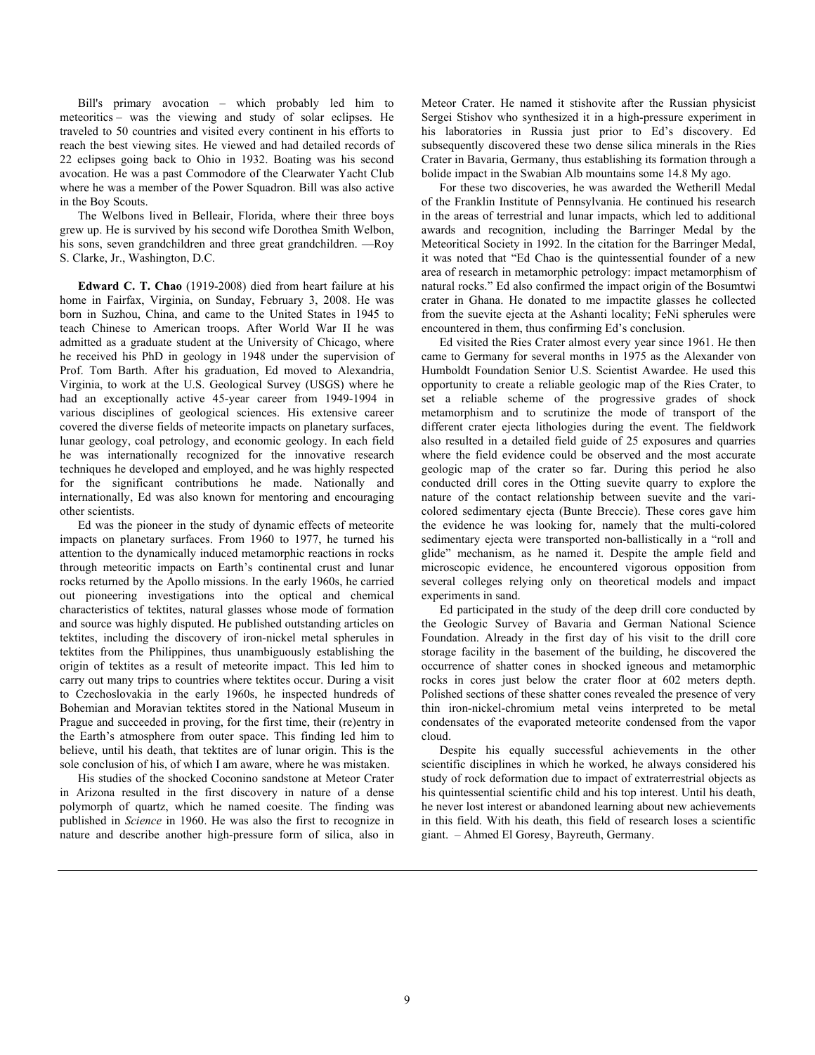Bill's primary avocation – which probably led him to meteoritics – was the viewing and study of solar eclipses. He traveled to 50 countries and visited every continent in his efforts to reach the best viewing sites. He viewed and had detailed records of 22 eclipses going back to Ohio in 1932. Boating was his second avocation. He was a past Commodore of the Clearwater Yacht Club where he was a member of the Power Squadron. Bill was also active in the Boy Scouts.

The Welbons lived in Belleair, Florida, where their three boys grew up. He is survived by his second wife Dorothea Smith Welbon, his sons, seven grandchildren and three great grandchildren. —Roy S. Clarke, Jr., Washington, D.C.

**Edward C. T. Chao** (1919-2008) died from heart failure at his home in Fairfax, Virginia, on Sunday, February 3, 2008. He was born in Suzhou, China, and came to the United States in 1945 to teach Chinese to American troops. After World War II he was admitted as a graduate student at the University of Chicago, where he received his PhD in geology in 1948 under the supervision of Prof. Tom Barth. After his graduation, Ed moved to Alexandria, Virginia, to work at the U.S. Geological Survey (USGS) where he had an exceptionally active 45-year career from 1949-1994 in various disciplines of geological sciences. His extensive career covered the diverse fields of meteorite impacts on planetary surfaces, lunar geology, coal petrology, and economic geology. In each field he was internationally recognized for the innovative research techniques he developed and employed, and he was highly respected for the significant contributions he made. Nationally and internationally, Ed was also known for mentoring and encouraging other scientists.

Ed was the pioneer in the study of dynamic effects of meteorite impacts on planetary surfaces. From 1960 to 1977, he turned his attention to the dynamically induced metamorphic reactions in rocks through meteoritic impacts on Earth's continental crust and lunar rocks returned by the Apollo missions. In the early 1960s, he carried out pioneering investigations into the optical and chemical characteristics of tektites, natural glasses whose mode of formation and source was highly disputed. He published outstanding articles on tektites, including the discovery of iron-nickel metal spherules in tektites from the Philippines, thus unambiguously establishing the origin of tektites as a result of meteorite impact. This led him to carry out many trips to countries where tektites occur. During a visit to Czechoslovakia in the early 1960s, he inspected hundreds of Bohemian and Moravian tektites stored in the National Museum in Prague and succeeded in proving, for the first time, their (re)entry in the Earth's atmosphere from outer space. This finding led him to believe, until his death, that tektites are of lunar origin. This is the sole conclusion of his, of which I am aware, where he was mistaken.

His studies of the shocked Coconino sandstone at Meteor Crater in Arizona resulted in the first discovery in nature of a dense polymorph of quartz, which he named coesite. The finding was published in *Science* in 1960. He was also the first to recognize in nature and describe another high-pressure form of silica, also in Meteor Crater. He named it stishovite after the Russian physicist Sergei Stishov who synthesized it in a high-pressure experiment in his laboratories in Russia just prior to Ed's discovery. Ed subsequently discovered these two dense silica minerals in the Ries Crater in Bavaria, Germany, thus establishing its formation through a bolide impact in the Swabian Alb mountains some 14.8 My ago.

For these two discoveries, he was awarded the Wetherill Medal of the Franklin Institute of Pennsylvania. He continued his research in the areas of terrestrial and lunar impacts, which led to additional awards and recognition, including the Barringer Medal by the Meteoritical Society in 1992. In the citation for the Barringer Medal, it was noted that "Ed Chao is the quintessential founder of a new area of research in metamorphic petrology: impact metamorphism of natural rocks." Ed also confirmed the impact origin of the Bosumtwi crater in Ghana. He donated to me impactite glasses he collected from the suevite ejecta at the Ashanti locality; FeNi spherules were encountered in them, thus confirming Ed's conclusion.

Ed visited the Ries Crater almost every year since 1961. He then came to Germany for several months in 1975 as the Alexander von Humboldt Foundation Senior U.S. Scientist Awardee. He used this opportunity to create a reliable geologic map of the Ries Crater, to set a reliable scheme of the progressive grades of shock metamorphism and to scrutinize the mode of transport of the different crater ejecta lithologies during the event. The fieldwork also resulted in a detailed field guide of 25 exposures and quarries where the field evidence could be observed and the most accurate geologic map of the crater so far. During this period he also conducted drill cores in the Otting suevite quarry to explore the nature of the contact relationship between suevite and the vari-colored sedimentary ejecta (Bunte Breccie). These cores gave him the evidence he was looking for, namely that the multi-colored sedimentary ejecta were transported non-ballistically in a "roll and glide" mechanism, as he named it. Despite the ample field and microscopic evidence, he encountered vigorous opposition from several colleges relying only on theoretical models and impact experiments in sand.

Ed participated in the study of the deep drill core conducted by the Geologic Survey of Bavaria and German National Science Foundation. Already in the first day of his visit to the drill core storage facility in the basement of the building, he discovered the occurrence of shatter cones in shocked igneous and metamorphic rocks in cores just below the crater floor at 602 meters depth. Polished sections of these shatter cones revealed the presence of very thin iron-nickel-chromium metal veins interpreted to be metal condensates of the evaporated meteorite condensed from the vapor cloud.

Despite his equally successful achievements in the other scientific disciplines in which he worked, he always considered his study of rock deformation due to impact of extraterrestrial objects as his quintessential scientific child and his top interest. Until his death, he never lost interest or abandoned learning about new achievements in this field. With his death, this field of research loses a scientific giant. – Ahmed El Goresy, Bayreuth, Germany.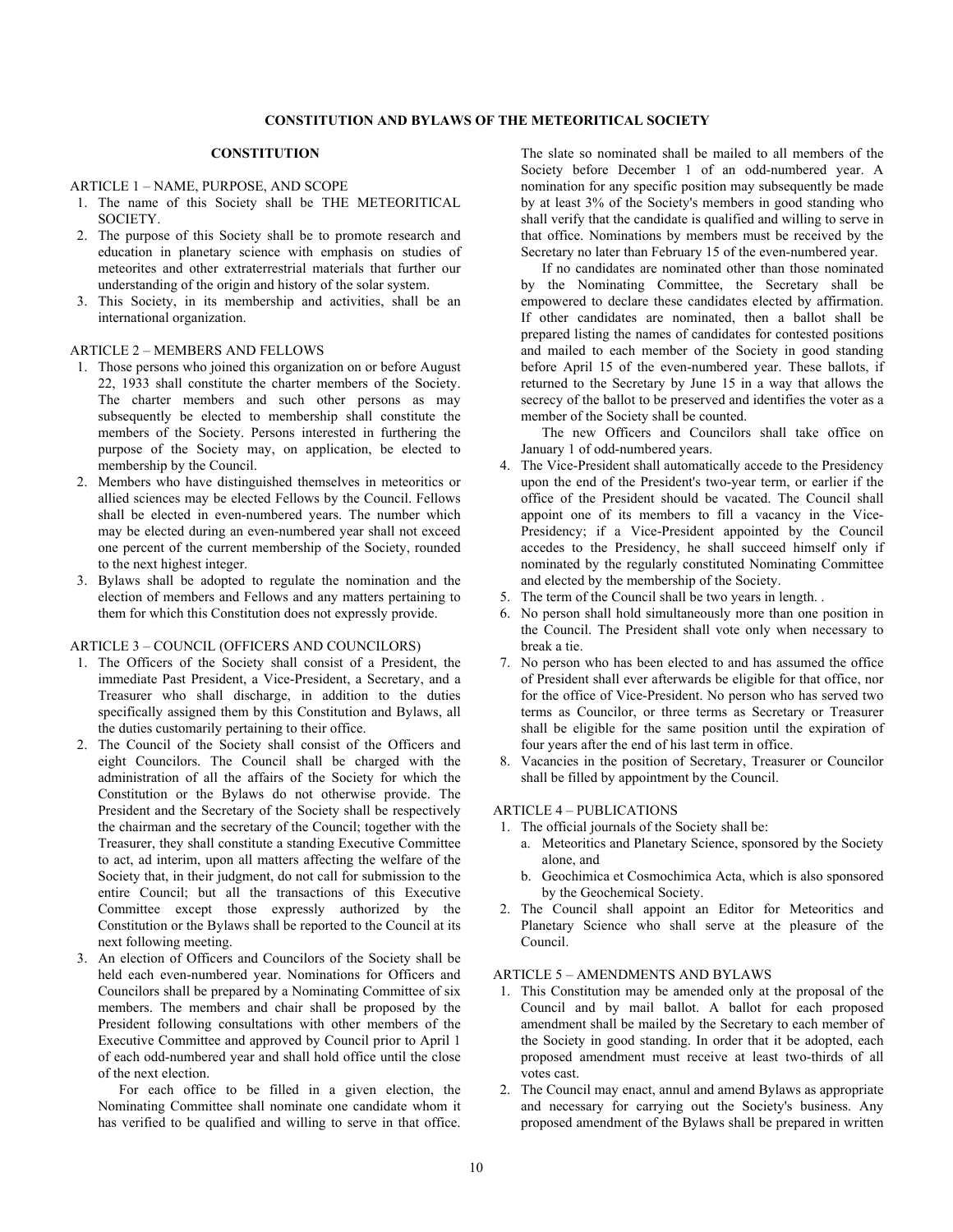# CONSTITUTION AND BYLAWS OF THE METEORITICAL SOCIETY

## CONSTITUTION

ARTICLE 1 – NAME, PURPOSE, AND SCOPE

1. The name of this Society shall be THE METEORITICAL SOCIETY.
2. The purpose of this Society shall be to promote research and education in planetary science with emphasis on studies of meteorites and other extraterrestrial materials that further our understanding of the origin and history of the solar system.
3. This Society, in its membership and activities, shall be an international organization.

ARTICLE 2 – MEMBERS AND FELLOWS

1. Those persons who joined this organization on or before August 22, 1933 shall constitute the charter members of the Society. The charter members and such other persons as may subsequently be elected to membership shall constitute the members of the Society. Persons interested in furthering the purpose of the Society may, on application, be elected to membership by the Council.
2. Members who have distinguished themselves in meteoritics or allied sciences may be elected Fellows by the Council. Fellows shall be elected in even-numbered years. The number which may be elected during an even-numbered year shall not exceed one percent of the current membership of the Society, rounded to the next highest integer.
3. Bylaws shall be adopted to regulate the nomination and the election of members and Fellows and any matters pertaining to them for which this Constitution does not expressly provide.

ARTICLE 3 – COUNCIL (OFFICERS AND COUNCILORS)

1. The Officers of the Society shall consist of a President, the immediate Past President, a Vice-President, a Secretary, and a Treasurer who shall discharge, in addition to the duties specifically assigned them by this Constitution and Bylaws, all the duties customarily pertaining to their office.
2. The Council of the Society shall consist of the Officers and eight Councilors. The Council shall be charged with the administration of all the affairs of the Society for which the Constitution or the Bylaws do not otherwise provide. The President and the Secretary of the Society shall be respectively the chairman and the secretary of the Council; together with the Treasurer, they shall constitute a standing Executive Committee to act, ad interim, upon all matters affecting the welfare of the Society that, in their judgment, do not call for submission to the entire Council; but all the transactions of this Executive Committee except those expressly authorized by the Constitution or the Bylaws shall be reported to the Council at its next following meeting.
3. An election of Officers and Councilors of the Society shall be held each even-numbered year. Nominations for Officers and Councilors shall be prepared by a Nominating Committee of six members. The members and chair shall be proposed by the President following consultations with other members of the Executive Committee and approved by Council prior to April 1 of each odd-numbered year and shall hold office until the close of the next election.

   For each office to be filled in a given election, the Nominating Committee shall nominate one candidate whom it has verified to be qualified and willing to serve in that office. The slate so nominated shall be mailed to all members of the Society before December 1 of an odd-numbered year. A nomination for any specific position may subsequently be made by at least 3% of the Society's members in good standing who shall verify that the candidate is qualified and willing to serve in that office. Nominations by members must be received by the Secretary no later than February 15 of the even-numbered year.

   If no candidates are nominated other than those nominated by the Nominating Committee, the Secretary shall be empowered to declare these candidates elected by affirmation. If other candidates are nominated, then a ballot shall be prepared listing the names of candidates for contested positions and mailed to each member of the Society in good standing before April 15 of the even-numbered year. These ballots, if returned to the Secretary by June 15 in a way that allows the secrecy of the ballot to be preserved and identifies the voter as a member of the Society shall be counted.

   The new Officers and Councilors shall take office on January 1 of odd-numbered years.
4. The Vice-President shall automatically accede to the Presidency upon the end of the President's two-year term, or earlier if the office of the President should be vacated. The Council shall appoint one of its members to fill a vacancy in the Vice-Presidency; if a Vice-President appointed by the Council accedes to the Presidency, he shall succeed himself only if nominated by the regularly constituted Nominating Committee and elected by the membership of the Society.
5. The term of the Council shall be two years in length. .
6. No person shall hold simultaneously more than one position in the Council. The President shall vote only when necessary to break a tie.
7. No person who has been elected to and has assumed the office of President shall ever afterwards be eligible for that office, nor for the office of Vice-President. No person who has served two terms as Councilor, or three terms as Secretary or Treasurer shall be eligible for the same position until the expiration of four years after the end of his last term in office.
8. Vacancies in the position of Secretary, Treasurer or Councilor shall be filled by appointment by the Council.

ARTICLE 4 – PUBLICATIONS

1. The official journals of the Society shall be:
   a. Meteoritics and Planetary Science, sponsored by the Society alone, and
   b. Geochimica et Cosmochimica Acta, which is also sponsored by the Geochemical Society.
2. The Council shall appoint an Editor for Meteoritics and Planetary Science who shall serve at the pleasure of the Council.

ARTICLE 5 – AMENDMENTS AND BYLAWS

1. This Constitution may be amended only at the proposal of the Council and by mail ballot. A ballot for each proposed amendment shall be mailed by the Secretary to each member of the Society in good standing. In order that it be adopted, each proposed amendment must receive at least two-thirds of all votes cast.
2. The Council may enact, annul and amend Bylaws as appropriate and necessary for carrying out the Society's business. Any proposed amendment of the Bylaws shall be prepared in written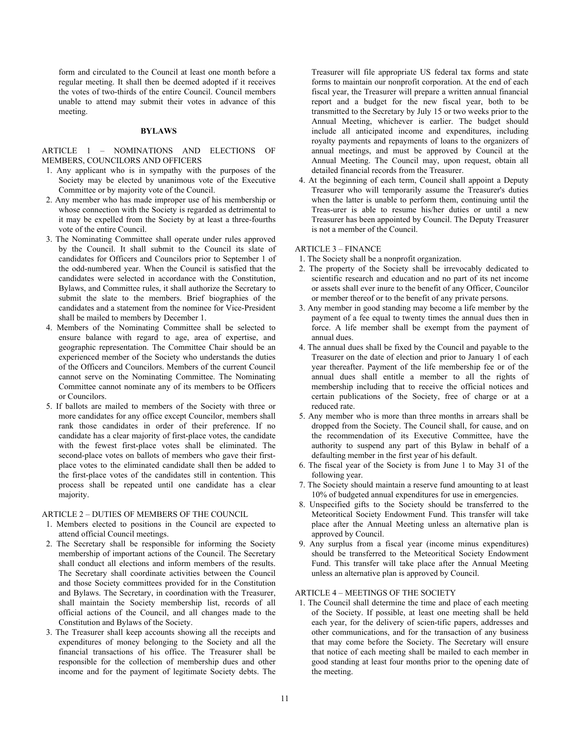form and circulated to the Council at least one month before a regular meeting. It shall then be deemed adopted if it receives the votes of two-thirds of the entire Council. Council members unable to attend may submit their votes in advance of this meeting.

## BYLAWS

### ARTICLE 1 – NOMINATIONS AND ELECTIONS OF MEMBERS, COUNCILORS AND OFFICERS

1. Any applicant who is in sympathy with the purposes of the Society may be elected by unanimous vote of the Executive Committee or by majority vote of the Council.
2. Any member who has made improper use of his membership or whose connection with the Society is regarded as detrimental to it may be expelled from the Society by at least a three-fourths vote of the entire Council.
3. The Nominating Committee shall operate under rules approved by the Council. It shall submit to the Council its slate of candidates for Officers and Councilors prior to September 1 of the odd-numbered year. When the Council is satisfied that the candidates were selected in accordance with the Constitution, Bylaws, and Committee rules, it shall authorize the Secretary to submit the slate to the members. Brief biographies of the candidates and a statement from the nominee for Vice-President shall be mailed to members by December 1.
4. Members of the Nominating Committee shall be selected to ensure balance with regard to age, area of expertise, and geographic representation. The Committee Chair should be an experienced member of the Society who understands the duties of the Officers and Councilors. Members of the current Council cannot serve on the Nominating Committee. The Nominating Committee cannot nominate any of its members to be Officers or Councilors.
5. If ballots are mailed to members of the Society with three or more candidates for any office except Councilor, members shall rank those candidates in order of their preference. If no candidate has a clear majority of first-place votes, the candidate with the fewest first-place votes shall be eliminated. The second-place votes on ballots of members who gave their first-place votes to the eliminated candidate shall then be added to the first-place votes of the candidates still in contention. This process shall be repeated until one candidate has a clear majority.

### ARTICLE 2 – DUTIES OF MEMBERS OF THE COUNCIL

1. Members elected to positions in the Council are expected to attend official Council meetings.
2. The Secretary shall be responsible for informing the Society membership of important actions of the Council. The Secretary shall conduct all elections and inform members of the results. The Secretary shall coordinate activities between the Council and those Society committees provided for in the Constitution and Bylaws. The Secretary, in coordination with the Treasurer, shall maintain the Society membership list, records of all official actions of the Council, and all changes made to the Constitution and Bylaws of the Society.
3. The Treasurer shall keep accounts showing all the receipts and expenditures of money belonging to the Society and all the financial transactions of his office. The Treasurer shall be responsible for the collection of membership dues and other income and for the payment of legitimate Society debts. The Treasurer will file appropriate US federal tax forms and state forms to maintain our nonprofit corporation. At the end of each fiscal year, the Treasurer will prepare a written annual financial report and a budget for the new fiscal year, both to be transmitted to the Secretary by July 15 or two weeks prior to the Annual Meeting, whichever is earlier. The budget should include all anticipated income and expenditures, including royalty payments and repayments of loans to the organizers of annual meetings, and must be approved by Council at the Annual Meeting. The Council may, upon request, obtain all detailed financial records from the Treasurer.
4. At the beginning of each term, Council shall appoint a Deputy Treasurer who will temporarily assume the Treasurer's duties when the latter is unable to perform them, continuing until the Treas-urer is able to resume his/her duties or until a new Treasurer has been appointed by Council. The Deputy Treasurer is not a member of the Council.

### ARTICLE 3 – FINANCE

1. The Society shall be a nonprofit organization.
2. The property of the Society shall be irrevocably dedicated to scientific research and education and no part of its net income or assets shall ever inure to the benefit of any Officer, Councilor or member thereof or to the benefit of any private persons.
3. Any member in good standing may become a life member by the payment of a fee equal to twenty times the annual dues then in force. A life member shall be exempt from the payment of annual dues.
4. The annual dues shall be fixed by the Council and payable to the Treasurer on the date of election and prior to January 1 of each year thereafter. Payment of the life membership fee or of the annual dues shall entitle a member to all the rights of membership including that to receive the official notices and certain publications of the Society, free of charge or at a reduced rate.
5. Any member who is more than three months in arrears shall be dropped from the Society. The Council shall, for cause, and on the recommendation of its Executive Committee, have the authority to suspend any part of this Bylaw in behalf of a defaulting member in the first year of his default.
6. The fiscal year of the Society is from June 1 to May 31 of the following year.
7. The Society should maintain a reserve fund amounting to at least 10% of budgeted annual expenditures for use in emergencies.
8. Unspecified gifts to the Society should be transferred to the Meteoritical Society Endowment Fund. This transfer will take place after the Annual Meeting unless an alternative plan is approved by Council.
9. Any surplus from a fiscal year (income minus expenditures) should be transferred to the Meteoritical Society Endowment Fund. This transfer will take place after the Annual Meeting unless an alternative plan is approved by Council.

### ARTICLE 4 – MEETINGS OF THE SOCIETY

1. The Council shall determine the time and place of each meeting of the Society. If possible, at least one meeting shall be held each year, for the delivery of scien-tific papers, addresses and other communications, and for the transaction of any business that may come before the Society. The Secretary will ensure that notice of each meeting shall be mailed to each member in good standing at least four months prior to the opening date of the meeting.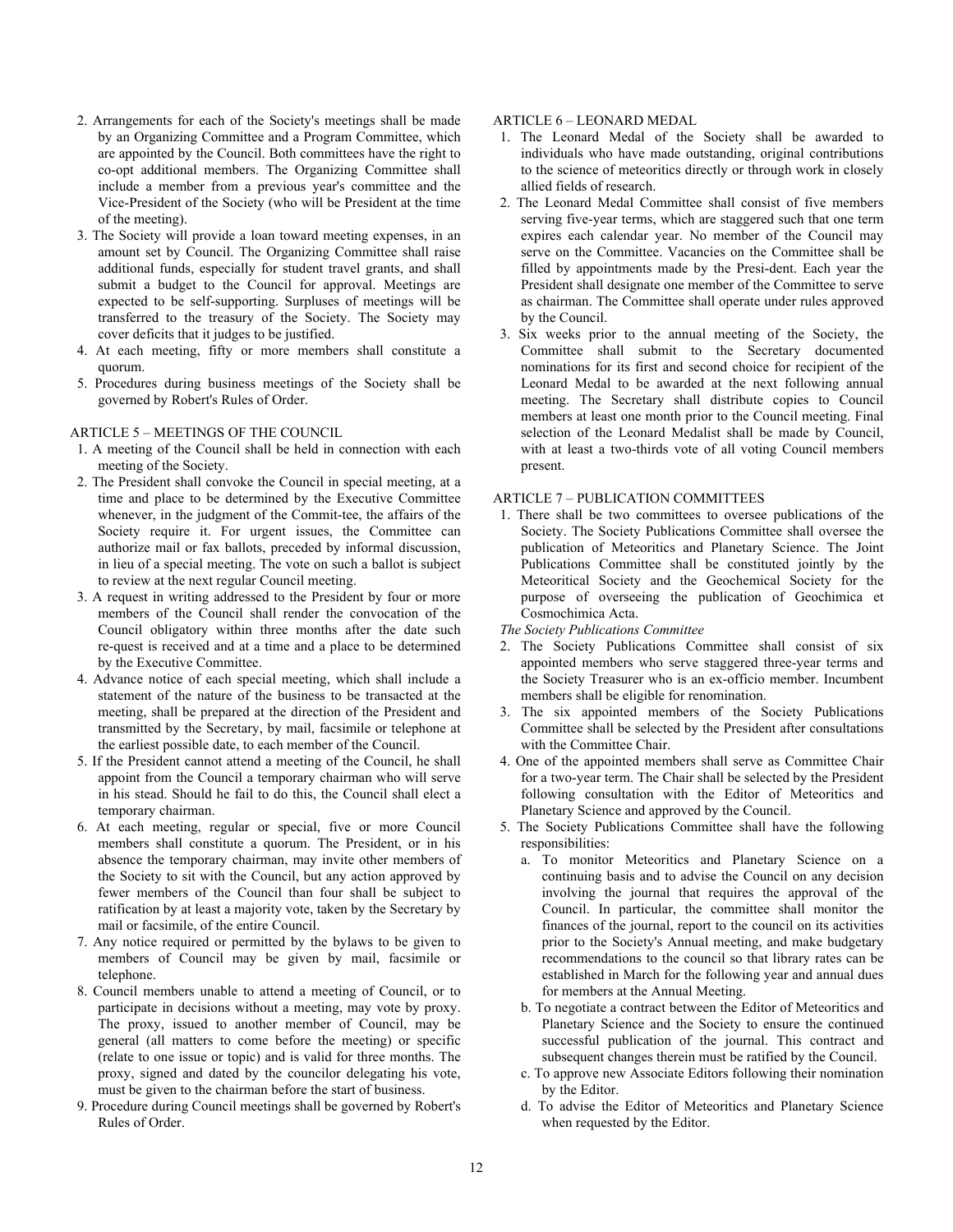2. Arrangements for each of the Society's meetings shall be made by an Organizing Committee and a Program Committee, which are appointed by the Council. Both committees have the right to co-opt additional members. The Organizing Committee shall include a member from a previous year's committee and the Vice-President of the Society (who will be President at the time of the meeting).
3. The Society will provide a loan toward meeting expenses, in an amount set by Council. The Organizing Committee shall raise additional funds, especially for student travel grants, and shall submit a budget to the Council for approval. Meetings are expected to be self-supporting. Surpluses of meetings will be transferred to the treasury of the Society. The Society may cover deficits that it judges to be justified.
4. At each meeting, fifty or more members shall constitute a quorum.
5. Procedures during business meetings of the Society shall be governed by Robert's Rules of Order.

ARTICLE 5 – MEETINGS OF THE COUNCIL

1. A meeting of the Council shall be held in connection with each meeting of the Society.
2. The President shall convoke the Council in special meeting, at a time and place to be determined by the Executive Committee whenever, in the judgment of the Commit-tee, the affairs of the Society require it. For urgent issues, the Committee can authorize mail or fax ballots, preceded by informal discussion, in lieu of a special meeting. The vote on such a ballot is subject to review at the next regular Council meeting.
3. A request in writing addressed to the President by four or more members of the Council shall render the convocation of the Council obligatory within three months after the date such re-quest is received and at a time and a place to be determined by the Executive Committee.
4. Advance notice of each special meeting, which shall include a statement of the nature of the business to be transacted at the meeting, shall be prepared at the direction of the President and transmitted by the Secretary, by mail, facsimile or telephone at the earliest possible date, to each member of the Council.
5. If the President cannot attend a meeting of the Council, he shall appoint from the Council a temporary chairman who will serve in his stead. Should he fail to do this, the Council shall elect a temporary chairman.
6. At each meeting, regular or special, five or more Council members shall constitute a quorum. The President, or in his absence the temporary chairman, may invite other members of the Society to sit with the Council, but any action approved by fewer members of the Council than four shall be subject to ratification by at least a majority vote, taken by the Secretary by mail or facsimile, of the entire Council.
7. Any notice required or permitted by the bylaws to be given to members of Council may be given by mail, facsimile or telephone.
8. Council members unable to attend a meeting of Council, or to participate in decisions without a meeting, may vote by proxy. The proxy, issued to another member of Council, may be general (all matters to come before the meeting) or specific (relate to one issue or topic) and is valid for three months. The proxy, signed and dated by the councilor delegating his vote, must be given to the chairman before the start of business.
9. Procedure during Council meetings shall be governed by Robert's Rules of Order.

ARTICLE 6 – LEONARD MEDAL

1. The Leonard Medal of the Society shall be awarded to individuals who have made outstanding, original contributions to the science of meteoritics directly or through work in closely allied fields of research.
2. The Leonard Medal Committee shall consist of five members serving five-year terms, which are staggered such that one term expires each calendar year. No member of the Council may serve on the Committee. Vacancies on the Committee shall be filled by appointments made by the Presi-dent. Each year the President shall designate one member of the Committee to serve as chairman. The Committee shall operate under rules approved by the Council.
3. Six weeks prior to the annual meeting of the Society, the Committee shall submit to the Secretary documented nominations for its first and second choice for recipient of the Leonard Medal to be awarded at the next following annual meeting. The Secretary shall distribute copies to Council members at least one month prior to the Council meeting. Final selection of the Leonard Medalist shall be made by Council, with at least a two-thirds vote of all voting Council members present.

ARTICLE 7 – PUBLICATION COMMITTEES

1. There shall be two committees to oversee publications of the Society. The Society Publications Committee shall oversee the publication of Meteoritics and Planetary Science. The Joint Publications Committee shall be constituted jointly by the Meteoritical Society and the Geochemical Society for the purpose of overseeing the publication of Geochimica et Cosmochimica Acta.

*The Society Publications Committee*

2. The Society Publications Committee shall consist of six appointed members who serve staggered three-year terms and the Society Treasurer who is an ex-officio member. Incumbent members shall be eligible for renomination.
3. The six appointed members of the Society Publications Committee shall be selected by the President after consultations with the Committee Chair.
4. One of the appointed members shall serve as Committee Chair for a two-year term. The Chair shall be selected by the President following consultation with the Editor of Meteoritics and Planetary Science and approved by the Council.
5. The Society Publications Committee shall have the following responsibilities:
   a. To monitor Meteoritics and Planetary Science on a continuing basis and to advise the Council on any decision involving the journal that requires the approval of the Council. In particular, the committee shall monitor the finances of the journal, report to the council on its activities prior to the Society's Annual meeting, and make budgetary recommendations to the council so that library rates can be established in March for the following year and annual dues for members at the Annual Meeting.
   b. To negotiate a contract between the Editor of Meteoritics and Planetary Science and the Society to ensure the continued successful publication of the journal. This contract and subsequent changes therein must be ratified by the Council.
   c. To approve new Associate Editors following their nomination by the Editor.
   d. To advise the Editor of Meteoritics and Planetary Science when requested by the Editor.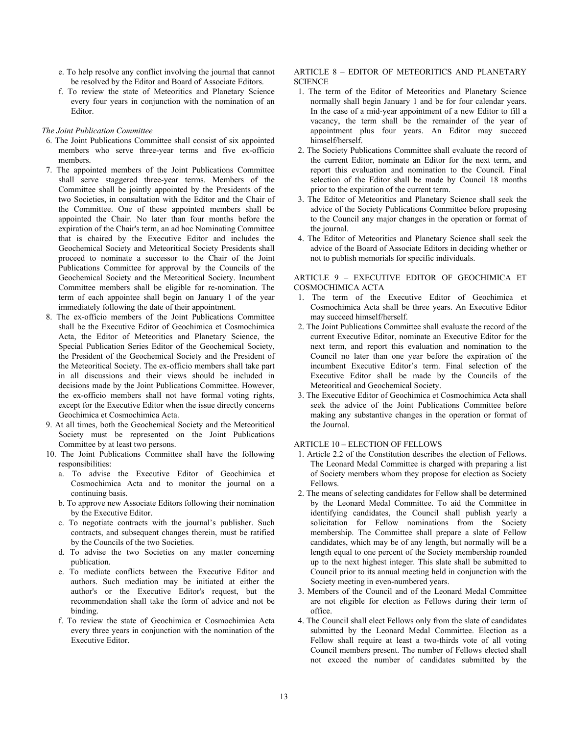e. To help resolve any conflict involving the journal that cannot be resolved by the Editor and Board of Associate Editors.

f. To review the state of Meteoritics and Planetary Science every four years in conjunction with the nomination of an Editor.

*The Joint Publication Committee*

6. The Joint Publications Committee shall consist of six appointed members who serve three-year terms and five ex-officio members.
7. The appointed members of the Joint Publications Committee shall serve staggered three-year terms. Members of the Committee shall be jointly appointed by the Presidents of the two Societies, in consultation with the Editor and the Chair of the Committee. One of these appointed members shall be appointed the Chair. No later than four months before the expiration of the Chair's term, an ad hoc Nominating Committee that is chaired by the Executive Editor and includes the Geochemical Society and Meteoritical Society Presidents shall proceed to nominate a successor to the Chair of the Joint Publications Committee for approval by the Councils of the Geochemical Society and the Meteoritical Society. Incumbent Committee members shall be eligible for re-nomination. The term of each appointee shall begin on January 1 of the year immediately following the date of their appointment.
8. The ex-officio members of the Joint Publications Committee shall be the Executive Editor of Geochimica et Cosmochimica Acta, the Editor of Meteoritics and Planetary Science, the Special Publication Series Editor of the Geochemical Society, the President of the Geochemical Society and the President of the Meteoritical Society. The ex-officio members shall take part in all discussions and their views should be included in decisions made by the Joint Publications Committee. However, the ex-officio members shall not have formal voting rights, except for the Executive Editor when the issue directly concerns Geochimica et Cosmochimica Acta.
9. At all times, both the Geochemical Society and the Meteoritical Society must be represented on the Joint Publications Committee by at least two persons.
10. The Joint Publications Committee shall have the following responsibilities:
    a. To advise the Executive Editor of Geochimica et Cosmochimica Acta and to monitor the journal on a continuing basis.
    b. To approve new Associate Editors following their nomination by the Executive Editor.
    c. To negotiate contracts with the journal's publisher. Such contracts, and subsequent changes therein, must be ratified by the Councils of the two Societies.
    d. To advise the two Societies on any matter concerning publication.
    e. To mediate conflicts between the Executive Editor and authors. Such mediation may be initiated at either the author's or the Executive Editor's request, but the recommendation shall take the form of advice and not be binding.
    f. To review the state of Geochimica et Cosmochimica Acta every three years in conjunction with the nomination of the Executive Editor.

ARTICLE 8 – EDITOR OF METEORITICS AND PLANETARY SCIENCE

1. The term of the Editor of Meteoritics and Planetary Science normally shall begin January 1 and be for four calendar years. In the case of a mid-year appointment of a new Editor to fill a vacancy, the term shall be the remainder of the year of appointment plus four years. An Editor may succeed himself/herself.
2. The Society Publications Committee shall evaluate the record of the current Editor, nominate an Editor for the next term, and report this evaluation and nomination to the Council. Final selection of the Editor shall be made by Council 18 months prior to the expiration of the current term.
3. The Editor of Meteoritics and Planetary Science shall seek the advice of the Society Publications Committee before proposing to the Council any major changes in the operation or format of the journal.
4. The Editor of Meteoritics and Planetary Science shall seek the advice of the Board of Associate Editors in deciding whether or not to publish memorials for specific individuals.

ARTICLE 9 – EXECUTIVE EDITOR OF GEOCHIMICA ET COSMOCHIMICA ACTA

1. The term of the Executive Editor of Geochimica et Cosmochimica Acta shall be three years. An Executive Editor may succeed himself/herself.
2. The Joint Publications Committee shall evaluate the record of the current Executive Editor, nominate an Executive Editor for the next term, and report this evaluation and nomination to the Council no later than one year before the expiration of the incumbent Executive Editor's term. Final selection of the Executive Editor shall be made by the Councils of the Meteoritical and Geochemical Society.
3. The Executive Editor of Geochimica et Cosmochimica Acta shall seek the advice of the Joint Publications Committee before making any substantive changes in the operation or format of the Journal.

ARTICLE 10 – ELECTION OF FELLOWS

1. Article 2.2 of the Constitution describes the election of Fellows. The Leonard Medal Committee is charged with preparing a list of Society members whom they propose for election as Society Fellows.
2. The means of selecting candidates for Fellow shall be determined by the Leonard Medal Committee. To aid the Committee in identifying candidates, the Council shall publish yearly a solicitation for Fellow nominations from the Society membership. The Committee shall prepare a slate of Fellow candidates, which may be of any length, but normally will be a length equal to one percent of the Society membership rounded up to the next highest integer. This slate shall be submitted to Council prior to its annual meeting held in conjunction with the Society meeting in even-numbered years.
3. Members of the Council and of the Leonard Medal Committee are not eligible for election as Fellows during their term of office.
4. The Council shall elect Fellows only from the slate of candidates submitted by the Leonard Medal Committee. Election as a Fellow shall require at least a two-thirds vote of all voting Council members present. The number of Fellows elected shall not exceed the number of candidates submitted by the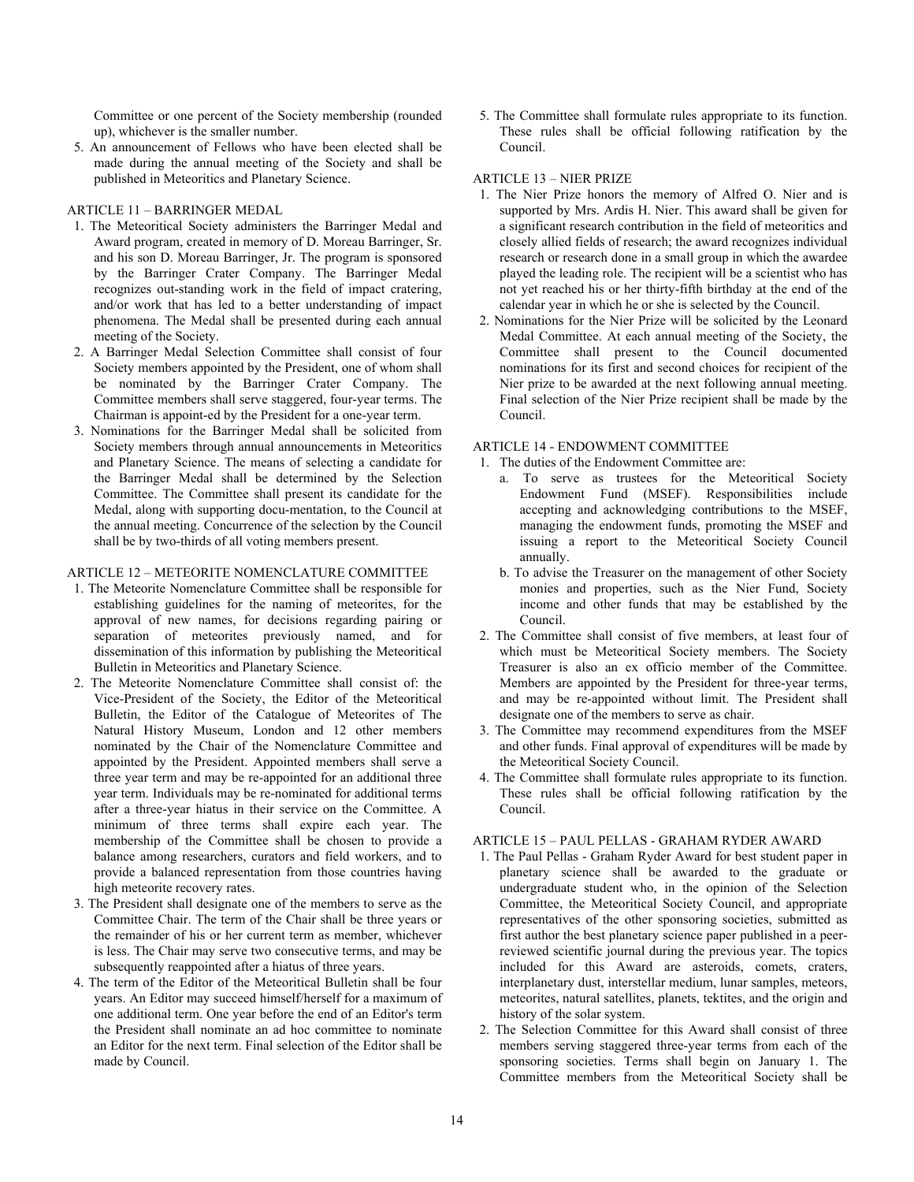Committee or one percent of the Society membership (rounded up), whichever is the smaller number.

5. An announcement of Fellows who have been elected shall be made during the annual meeting of the Society and shall be published in Meteoritics and Planetary Science.

ARTICLE 11 – BARRINGER MEDAL

1. The Meteoritical Society administers the Barringer Medal and Award program, created in memory of D. Moreau Barringer, Sr. and his son D. Moreau Barringer, Jr. The program is sponsored by the Barringer Crater Company. The Barringer Medal recognizes out-standing work in the field of impact cratering, and/or work that has led to a better understanding of impact phenomena. The Medal shall be presented during each annual meeting of the Society.
2. A Barringer Medal Selection Committee shall consist of four Society members appointed by the President, one of whom shall be nominated by the Barringer Crater Company. The Committee members shall serve staggered, four-year terms. The Chairman is appoint-ed by the President for a one-year term.
3. Nominations for the Barringer Medal shall be solicited from Society members through annual announcements in Meteoritics and Planetary Science. The means of selecting a candidate for the Barringer Medal shall be determined by the Selection Committee. The Committee shall present its candidate for the Medal, along with supporting docu-mentation, to the Council at the annual meeting. Concurrence of the selection by the Council shall be by two-thirds of all voting members present.

ARTICLE 12 – METEORITE NOMENCLATURE COMMITTEE

1. The Meteorite Nomenclature Committee shall be responsible for establishing guidelines for the naming of meteorites, for the approval of new names, for decisions regarding pairing or separation of meteorites previously named, and for dissemination of this information by publishing the Meteoritical Bulletin in Meteoritics and Planetary Science.
2. The Meteorite Nomenclature Committee shall consist of: the Vice-President of the Society, the Editor of the Meteoritical Bulletin, the Editor of the Catalogue of Meteorites of The Natural History Museum, London and 12 other members nominated by the Chair of the Nomenclature Committee and appointed by the President. Appointed members shall serve a three year term and may be re-appointed for an additional three year term. Individuals may be re-nominated for additional terms after a three-year hiatus in their service on the Committee. A minimum of three terms shall expire each year. The membership of the Committee shall be chosen to provide a balance among researchers, curators and field workers, and to provide a balanced representation from those countries having high meteorite recovery rates.
3. The President shall designate one of the members to serve as the Committee Chair. The term of the Chair shall be three years or the remainder of his or her current term as member, whichever is less. The Chair may serve two consecutive terms, and may be subsequently reappointed after a hiatus of three years.
4. The term of the Editor of the Meteoritical Bulletin shall be four years. An Editor may succeed himself/herself for a maximum of one additional term. One year before the end of an Editor's term the President shall nominate an ad hoc committee to nominate an Editor for the next term. Final selection of the Editor shall be made by Council.
5. The Committee shall formulate rules appropriate to its function. These rules shall be official following ratification by the Council.

ARTICLE 13 – NIER PRIZE

1. The Nier Prize honors the memory of Alfred O. Nier and is supported by Mrs. Ardis H. Nier. This award shall be given for a significant research contribution in the field of meteoritics and closely allied fields of research; the award recognizes individual research or research done in a small group in which the awardee played the leading role. The recipient will be a scientist who has not yet reached his or her thirty-fifth birthday at the end of the calendar year in which he or she is selected by the Council.
2. Nominations for the Nier Prize will be solicited by the Leonard Medal Committee. At each annual meeting of the Society, the Committee shall present to the Council documented nominations for its first and second choices for recipient of the Nier prize to be awarded at the next following annual meeting. Final selection of the Nier Prize recipient shall be made by the Council.

ARTICLE 14 - ENDOWMENT COMMITTEE

1. The duties of the Endowment Committee are:
   a. To serve as trustees for the Meteoritical Society Endowment Fund (MSEF). Responsibilities include accepting and acknowledging contributions to the MSEF, managing the endowment funds, promoting the MSEF and issuing a report to the Meteoritical Society Council annually.
   b. To advise the Treasurer on the management of other Society monies and properties, such as the Nier Fund, Society income and other funds that may be established by the Council.
2. The Committee shall consist of five members, at least four of which must be Meteoritical Society members. The Society Treasurer is also an ex officio member of the Committee. Members are appointed by the President for three-year terms, and may be re-appointed without limit. The President shall designate one of the members to serve as chair.
3. The Committee may recommend expenditures from the MSEF and other funds. Final approval of expenditures will be made by the Meteoritical Society Council.
4. The Committee shall formulate rules appropriate to its function. These rules shall be official following ratification by the Council.

ARTICLE 15 – PAUL PELLAS - GRAHAM RYDER AWARD

1. The Paul Pellas - Graham Ryder Award for best student paper in planetary science shall be awarded to the graduate or undergraduate student who, in the opinion of the Selection Committee, the Meteoritical Society Council, and appropriate representatives of the other sponsoring societies, submitted as first author the best planetary science paper published in a peer-reviewed scientific journal during the previous year. The topics included for this Award are asteroids, comets, craters, interplanetary dust, interstellar medium, lunar samples, meteors, meteorites, natural satellites, planets, tektites, and the origin and history of the solar system.
2. The Selection Committee for this Award shall consist of three members serving staggered three-year terms from each of the sponsoring societies. Terms shall begin on January 1. The Committee members from the Meteoritical Society shall be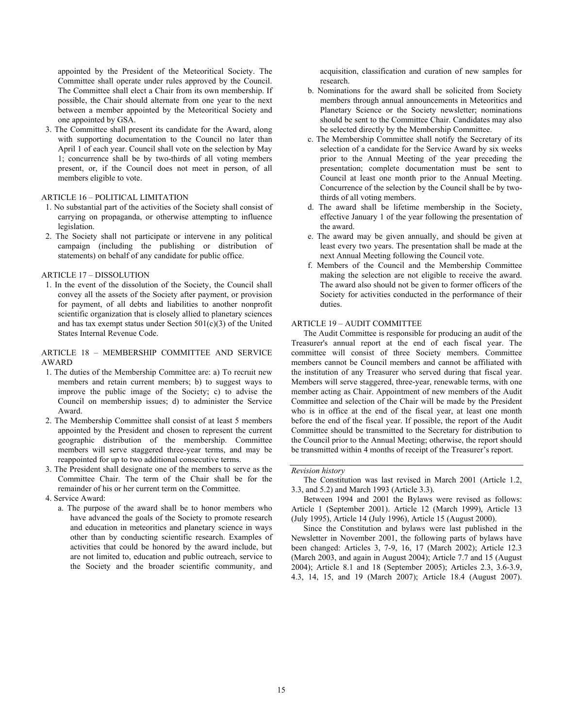appointed by the President of the Meteoritical Society. The Committee shall operate under rules approved by the Council. The Committee shall elect a Chair from its own membership. If possible, the Chair should alternate from one year to the next between a member appointed by the Meteoritical Society and one appointed by GSA.

3. The Committee shall present its candidate for the Award, along with supporting documentation to the Council no later than April 1 of each year. Council shall vote on the selection by May 1; concurrence shall be by two-thirds of all voting members present, or, if the Council does not meet in person, of all members eligible to vote.

ARTICLE 16 – POLITICAL LIMITATION

1. No substantial part of the activities of the Society shall consist of carrying on propaganda, or otherwise attempting to influence legislation.
2. The Society shall not participate or intervene in any political campaign (including the publishing or distribution of statements) on behalf of any candidate for public office.

ARTICLE 17 – DISSOLUTION

1. In the event of the dissolution of the Society, the Council shall convey all the assets of the Society after payment, or provision for payment, of all debts and liabilities to another nonprofit scientific organization that is closely allied to planetary sciences and has tax exempt status under Section 501(c)(3) of the United States Internal Revenue Code.

ARTICLE 18 – MEMBERSHIP COMMITTEE AND SERVICE AWARD

1. The duties of the Membership Committee are: a) To recruit new members and retain current members; b) to suggest ways to improve the public image of the Society; c) to advise the Council on membership issues; d) to administer the Service Award.
2. The Membership Committee shall consist of at least 5 members appointed by the President and chosen to represent the current geographic distribution of the membership. Committee members will serve staggered three-year terms, and may be reappointed for up to two additional consecutive terms.
3. The President shall designate one of the members to serve as the Committee Chair. The term of the Chair shall be for the remainder of his or her current term on the Committee.
4. Service Award:
   a. The purpose of the award shall be to honor members who have advanced the goals of the Society to promote research and education in meteoritics and planetary science in ways other than by conducting scientific research. Examples of activities that could be honored by the award include, but are not limited to, education and public outreach, service to the Society and the broader scientific community, and acquisition, classification and curation of new samples for research.
   b. Nominations for the award shall be solicited from Society members through annual announcements in Meteoritics and Planetary Science or the Society newsletter; nominations should be sent to the Committee Chair. Candidates may also be selected directly by the Membership Committee.
   c. The Membership Committee shall notify the Secretary of its selection of a candidate for the Service Award by six weeks prior to the Annual Meeting of the year preceding the presentation; complete documentation must be sent to Council at least one month prior to the Annual Meeting. Concurrence of the selection by the Council shall be by two-thirds of all voting members.
   d. The award shall be lifetime membership in the Society, effective January 1 of the year following the presentation of the award.
   e. The award may be given annually, and should be given at least every two years. The presentation shall be made at the next Annual Meeting following the Council vote.
   f. Members of the Council and the Membership Committee making the selection are not eligible to receive the award. The award also should not be given to former officers of the Society for activities conducted in the performance of their duties.

ARTICLE 19 – AUDIT COMMITTEE

The Audit Committee is responsible for producing an audit of the Treasurer's annual report at the end of each fiscal year. The committee will consist of three Society members. Committee members cannot be Council members and cannot be affiliated with the institution of any Treasurer who served during that fiscal year. Members will serve staggered, three-year, renewable terms, with one member acting as Chair. Appointment of new members of the Audit Committee and selection of the Chair will be made by the President who is in office at the end of the fiscal year, at least one month before the end of the fiscal year. If possible, the report of the Audit Committee should be transmitted to the Secretary for distribution to the Council prior to the Annual Meeting; otherwise, the report should be transmitted within 4 months of receipt of the Treasurer's report.

*Revision history*

The Constitution was last revised in March 2001 (Article 1.2, 3.3, and 5.2) and March 1993 (Article 3.3).

Between 1994 and 2001 the Bylaws were revised as follows: Article 1 (September 2001). Article 12 (March 1999), Article 13 (July 1995), Article 14 (July 1996), Article 15 (August 2000).

Since the Constitution and bylaws were last published in the Newsletter in November 2001, the following parts of bylaws have been changed: Articles 3, 7-9, 16, 17 (March 2002); Article 12.3 (March 2003, and again in August 2004); Article 7.7 and 15 (August 2004); Article 8.1 and 18 (September 2005); Articles 2.3, 3.6-3.9, 4.3, 14, 15, and 19 (March 2007); Article 18.4 (August 2007).